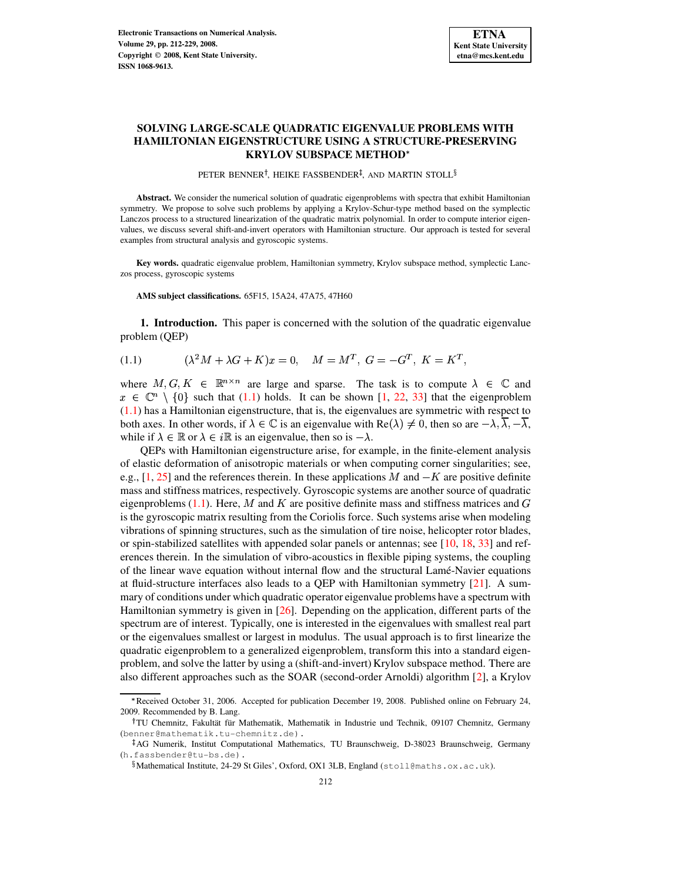# SOLVING LARGE-SCALE QUADRATIC EIGENVALUE PROBLEMS WITH HAMILTONIAN EIGENSTRUCTURE USING A STRUCTURE-PRESERVING KRYLOV SUBSPACE METHOD*

PETER BENNER†, HEIKE FASSBENDER‡, AND MARTIN STOLL§

**Abstract.** We consider the numerical solution of quadratic eigenproblems with spectra that exhibit Hamiltonian symmetry. We propose to solve such problems by applying a Krylov-Schur-type method based on the symplectic Lanczos process to a structured linearization of the quadratic matrix polynomial. In order to compute interior eigenvalues, we discuss several shift-and-invert operators with Hamiltonian structure. Our approach is tested for several examples from structural analysis and gyroscopic systems.

**Key words.** quadratic eigenvalue problem, Hamiltonian symmetry, Krylov subspace method, symplectic Lanczos process, gyroscopic systems

**AMS subject classifications.** 65F15, 15A24, 47A75, 47H60

**1. Introduction.** This paper is concerned with the solution of the quadratic eigenvalue problem (QEP)

$$(\lambda^2 M + \lambda G + K)x = 0, \quad M = M^T,\ G = -G^T,\ K = K^T, \tag{1.1}$$

where $M, G, K \in \mathbb{R}^{n\times n}$ are large and sparse. The task is to compute $\lambda \in \mathbb{C}$ and $x \in \mathbb{C}^n \setminus \{0\}$ such that (1.1) holds. It can be shown [1, 22, 33] that the eigenproblem (1.1) has a Hamiltonian eigenstructure, that is, the eigenvalues are symmetric with respect to both axes. In other words, if $\lambda \in \mathbb{C}$ is an eigenvalue with $\mathrm{Re}(\lambda) \neq 0$, then so are $-\lambda, \overline{\lambda}, -\overline{\lambda}$, while if $\lambda \in \mathbb{R}$ or $\lambda \in i\mathbb{R}$ is an eigenvalue, then so is $-\lambda$.

QEPs with Hamiltonian eigenstructure arise, for example, in the finite-element analysis of elastic deformation of anisotropic materials or when computing corner singularities; see, e.g., [1, 25] and the references therein. In these applications $M$ and $-K$ are positive definite mass and stiffness matrices, respectively. Gyroscopic systems are another source of quadratic eigenproblems (1.1). Here, $M$ and $K$ are positive definite mass and stiffness matrices and $G$ is the gyroscopic matrix resulting from the Coriolis force. Such systems arise when modeling vibrations of spinning structures, such as the simulation of tire noise, helicopter rotor blades, or spin-stabilized satellites with appended solar panels or antennas; see [10, 18, 33] and references therein. In the simulation of vibro-acoustics in flexible piping systems, the coupling of the linear wave equation without internal flow and the structural Lamé-Navier equations at fluid-structure interfaces also leads to a QEP with Hamiltonian symmetry [21]. A summary of conditions under which quadratic operator eigenvalue problems have a spectrum with Hamiltonian symmetry is given in [26]. Depending on the application, different parts of the spectrum are of interest. Typically, one is interested in the eigenvalues with smallest real part or the eigenvalues smallest or largest in modulus. The usual approach is to first linearize the quadratic eigenproblem to a generalized eigenproblem, transform this into a standard eigenproblem, and solve the latter by using a (shift-and-invert) Krylov subspace method. There are also different approaches such as the SOAR (second-order Arnoldi) algorithm [2], a Krylov

---

*Received October 31, 2006. Accepted for publication December 19, 2008. Published online on February 24, 2009. Recommended by B. Lang.

†TU Chemnitz, Fakultät für Mathematik, Mathematik in Industrie und Technik, 09107 Chemnitz, Germany (benner@mathematik.tu-chemnitz.de).

‡AG Numerik, Institut Computational Mathematics, TU Braunschweig, D-38023 Braunschweig, Germany (h.fassbender@tu-bs.de).

§Mathematical Institute, 24-29 St Giles', Oxford, OX1 3LB, England (stoll@maths.ox.ac.uk).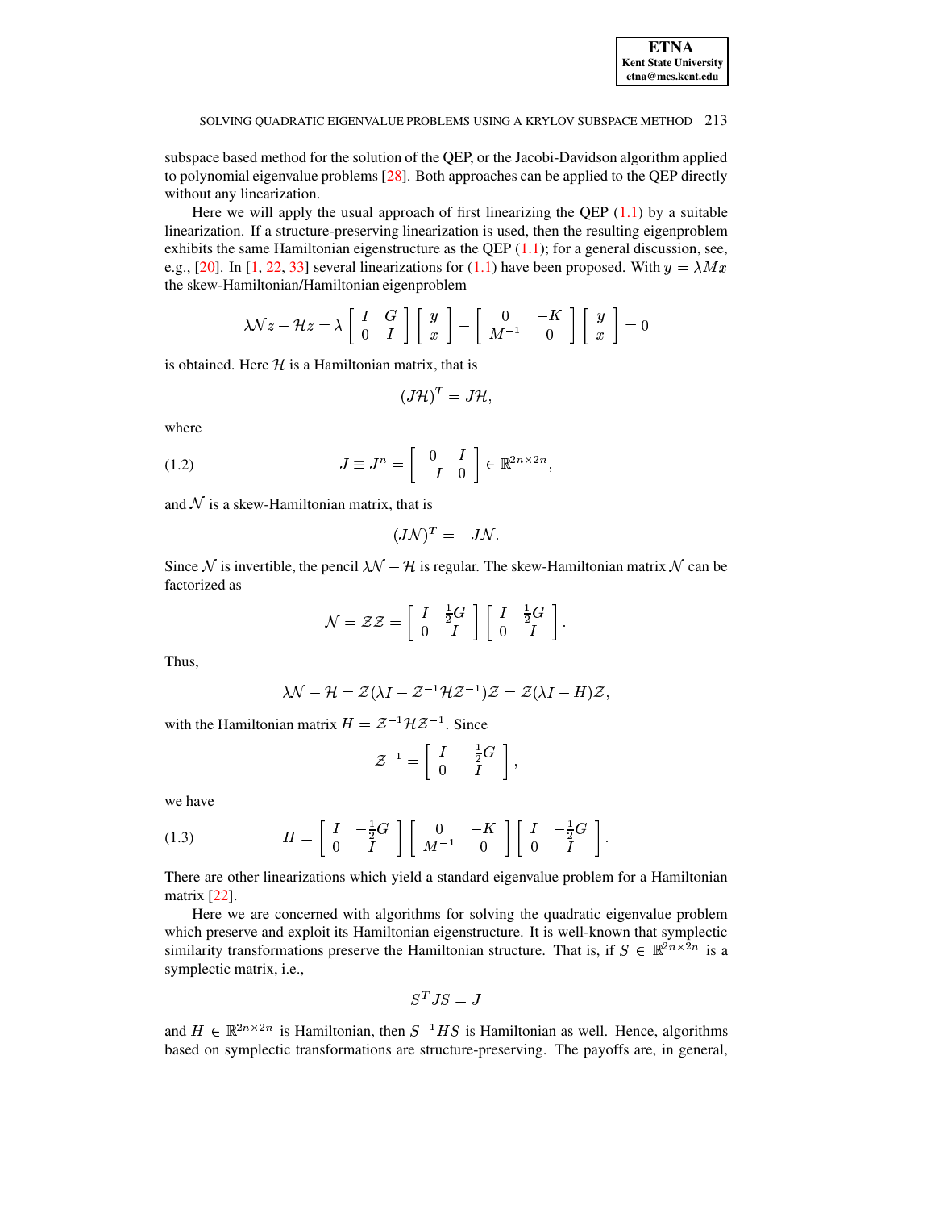subspace based method for the solution of the QEP, or the Jacobi-Davidson algorithm applied to polynomial eigenvalue problems [28]. Both approaches can be applied to the QEP directly without any linearization.

Here we will apply the usual approach of first linearizing the QEP (1.1) by a suitable linearization. If a structure-preserving linearization is used, then the resulting eigenproblem exhibits the same Hamiltonian eigenstructure as the QEP (1.1); for a general discussion, see, e.g., [20]. In [1, 22, 33] several linearizations for (1.1) have been proposed. With $y = \lambda M x$ the skew-Hamiltonian/Hamiltonian eigenproblem

$$\lambda \mathcal{N} z - \mathcal{H} z = \lambda \begin{bmatrix} I & G \\ 0 & I \end{bmatrix} \begin{bmatrix} y \\ x \end{bmatrix} - \begin{bmatrix} 0 & -K \\ M^{-1} & 0 \end{bmatrix} \begin{bmatrix} y \\ x \end{bmatrix} = 0$$

is obtained. Here $\mathcal{H}$ is a Hamiltonian matrix, that is

$$(J\mathcal{H})^T = J\mathcal{H},$$

where

$$J \equiv J^n = \begin{bmatrix} 0 & I \\ -I & 0 \end{bmatrix} \in \mathbb{R}^{2n \times 2n}, \tag{1.2}$$

and $\mathcal{N}$ is a skew-Hamiltonian matrix, that is

$$(J\mathcal{N})^T = -J\mathcal{N}.$$

Since $\mathcal{N}$ is invertible, the pencil $\lambda\mathcal{N} - \mathcal{H}$ is regular. The skew-Hamiltonian matrix $\mathcal{N}$ can be factorized as

$$\mathcal{N} = \mathcal{Z}\mathcal{Z} = \begin{bmatrix} I & \frac{1}{2}G \\ 0 & I \end{bmatrix} \begin{bmatrix} I & \frac{1}{2}G \\ 0 & I \end{bmatrix}.$$

Thus,

$$\lambda\mathcal{N} - \mathcal{H} = \mathcal{Z}(\lambda I - \mathcal{Z}^{-1}\mathcal{H}\mathcal{Z}^{-1})\mathcal{Z} = \mathcal{Z}(\lambda I - H)\mathcal{Z},$$

with the Hamiltonian matrix $H = \mathcal{Z}^{-1}\mathcal{H}\mathcal{Z}^{-1}$. Since

$$\mathcal{Z}^{-1} = \begin{bmatrix} I & -\frac{1}{2}G \\ 0 & I \end{bmatrix},$$

we have

$$H = \begin{bmatrix} I & -\frac{1}{2}G \\ 0 & I \end{bmatrix} \begin{bmatrix} 0 & -K \\ M^{-1} & 0 \end{bmatrix} \begin{bmatrix} I & -\frac{1}{2}G \\ 0 & I \end{bmatrix}. \tag{1.3}$$

There are other linearizations which yield a standard eigenvalue problem for a Hamiltonian matrix [22].

Here we are concerned with algorithms for solving the quadratic eigenvalue problem which preserve and exploit its Hamiltonian eigenstructure. It is well-known that symplectic similarity transformations preserve the Hamiltonian structure. That is, if $S \in \mathbb{R}^{2n \times 2n}$ is a symplectic matrix, i.e.,

$$S^T J S = J$$

and $H \in \mathbb{R}^{2n \times 2n}$ is Hamiltonian, then $S^{-1}HS$ is Hamiltonian as well. Hence, algorithms based on symplectic transformations are structure-preserving. The payoffs are, in general,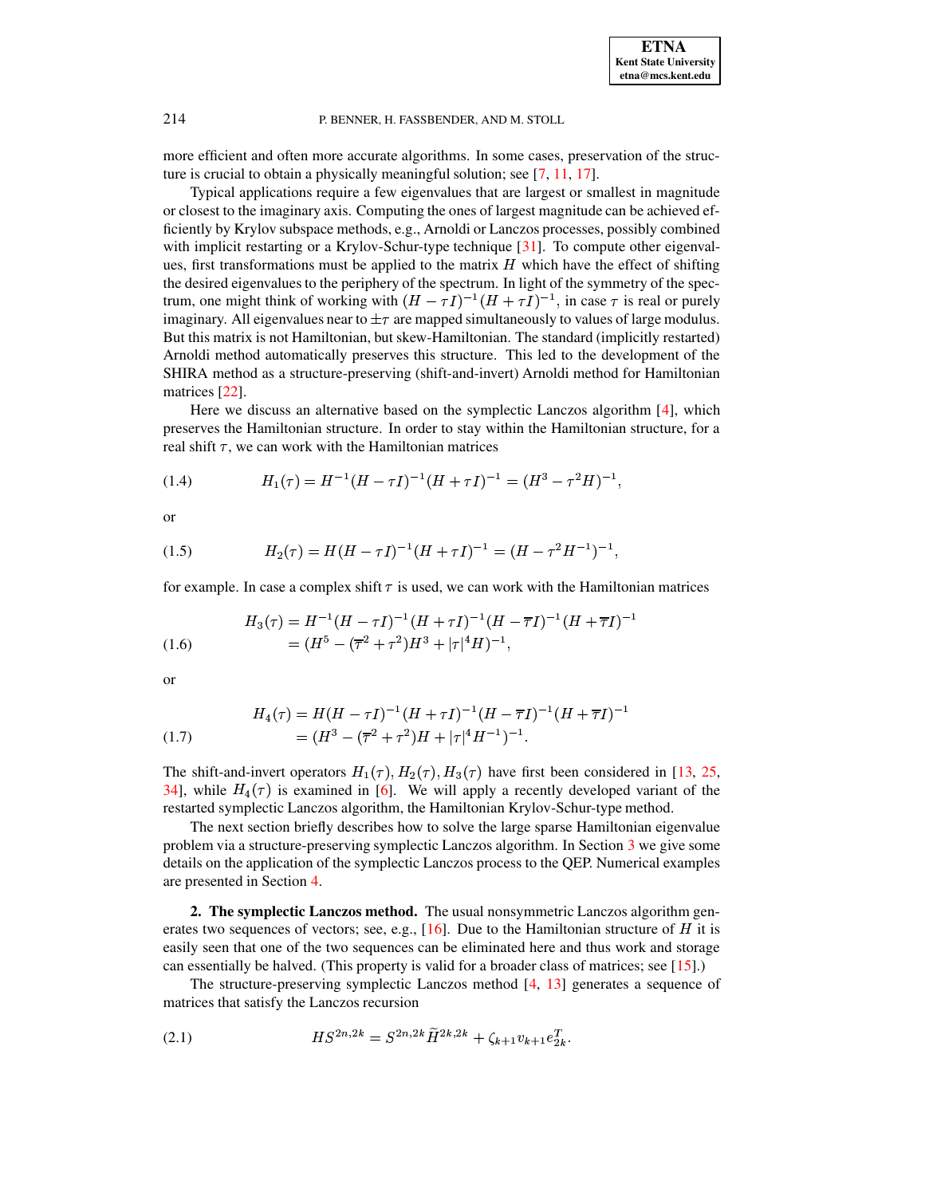more efficient and often more accurate algorithms. In some cases, preservation of the structure is crucial to obtain a physically meaningful solution; see [7, 11, 17].

Typical applications require a few eigenvalues that are largest or smallest in magnitude or closest to the imaginary axis. Computing the ones of largest magnitude can be achieved efficiently by Krylov subspace methods, e.g., Arnoldi or Lanczos processes, possibly combined with implicit restarting or a Krylov-Schur-type technique [31]. To compute other eigenvalues, first transformations must be applied to the matrix $H$ which have the effect of shifting the desired eigenvalues to the periphery of the spectrum. In light of the symmetry of the spectrum, one might think of working with $(H - \tau I)^{-1}(H + \tau I)^{-1}$, in case $\tau$ is real or purely imaginary. All eigenvalues near to $\pm\tau$ are mapped simultaneously to values of large modulus. But this matrix is not Hamiltonian, but skew-Hamiltonian. The standard (implicitly restarted) Arnoldi method automatically preserves this structure. This led to the development of the SHIRA method as a structure-preserving (shift-and-invert) Arnoldi method for Hamiltonian matrices [22].

Here we discuss an alternative based on the symplectic Lanczos algorithm [4], which preserves the Hamiltonian structure. In order to stay within the Hamiltonian structure, for a real shift $\tau$, we can work with the Hamiltonian matrices

$$H_1(\tau) = H^{-1}(H - \tau I)^{-1}(H + \tau I)^{-1} = (H^3 - \tau^2 H)^{-1}, \tag{1.4}$$

or

$$H_2(\tau) = H(H - \tau I)^{-1}(H + \tau I)^{-1} = (H - \tau^2 H^{-1})^{-1}, \tag{1.5}$$

for example. In case a complex shift $\tau$ is used, we can work with the Hamiltonian matrices

$$\begin{aligned} H_3(\tau) &= H^{-1}(H - \tau I)^{-1}(H + \tau I)^{-1}(H - \overline{\tau} I)^{-1}(H + \overline{\tau} I)^{-1} \\ &= (H^5 - (\overline{\tau}^2 + \tau^2)H^3 + |\tau|^4 H)^{-1}, \end{aligned} \tag{1.6}$$

or

$$\begin{aligned} H_4(\tau) &= H(H - \tau I)^{-1}(H + \tau I)^{-1}(H - \overline{\tau} I)^{-1}(H + \overline{\tau} I)^{-1} \\ &= (H^3 - (\overline{\tau}^2 + \tau^2)H + |\tau|^4 H^{-1})^{-1}. \end{aligned} \tag{1.7}$$

The shift-and-invert operators $H_1(\tau), H_2(\tau), H_3(\tau)$ have first been considered in [13, 25, 34], while $H_4(\tau)$ is examined in [6]. We will apply a recently developed variant of the restarted symplectic Lanczos algorithm, the Hamiltonian Krylov-Schur-type method.

The next section briefly describes how to solve the large sparse Hamiltonian eigenvalue problem via a structure-preserving symplectic Lanczos algorithm. In Section 3 we give some details on the application of the symplectic Lanczos process to the QEP. Numerical examples are presented in Section 4.

**2. The symplectic Lanczos method.** The usual nonsymmetric Lanczos algorithm generates two sequences of vectors; see, e.g., [16]. Due to the Hamiltonian structure of $H$ it is easily seen that one of the two sequences can be eliminated here and thus work and storage can essentially be halved. (This property is valid for a broader class of matrices; see [15].)

The structure-preserving symplectic Lanczos method [4, 13] generates a sequence of matrices that satisfy the Lanczos recursion

$$HS^{2n,2k} = S^{2n,2k}\widetilde{H}^{2k,2k} + \zeta_{k+1} v_{k+1} e_{2k}^T. \tag{2.1}$$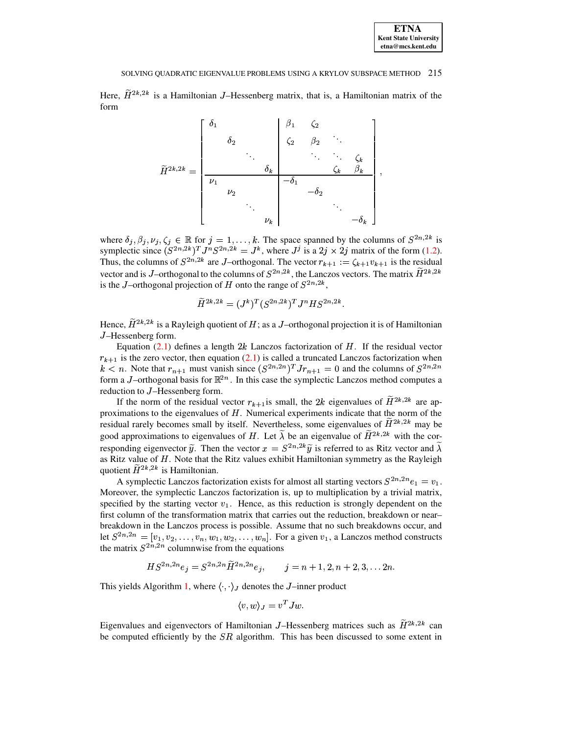Here, $\widetilde{H}^{2k,2k}$ is a Hamiltonian $J$–Hessenberg matrix, that is, a Hamiltonian matrix of the form

$$
\widetilde{H}^{2k,2k} = \left[\begin{array}{cccc|cccc}
\delta_1 & & & & \beta_1 & \zeta_2 & & \\
& \delta_2 & & & \zeta_2 & \beta_2 & \ddots & \\
& & \ddots & & & \ddots & \ddots & \zeta_k \\
& & & \delta_k & & & \zeta_k & \beta_k \\
\hline
\nu_1 & & & & -\delta_1 & & & \\
& \nu_2 & & & & -\delta_2 & & \\
& & \ddots & & & & \ddots & \\
& & & \nu_k & & & & -\delta_k
\end{array}\right],
$$

where $\delta_j, \beta_j, \nu_j, \zeta_j \in \mathbb{R}$ for $j = 1, \ldots, k$. The space spanned by the columns of $S^{2n,2k}$ is symplectic since $(S^{2n,2k})^T J^n S^{2n,2k} = J^k$, where $J^j$ is a $2j \times 2j$ matrix of the form (1.2). Thus, the columns of $S^{2n,2k}$ are $J$–orthogonal. The vector $r_{k+1} := \zeta_{k+1} v_{k+1}$ is the residual vector and is $J$–orthogonal to the columns of $S^{2n,2k}$, the Lanczos vectors. The matrix $\widetilde{H}^{2k,2k}$ is the $J$–orthogonal projection of $H$ onto the range of $S^{2n,2k}$,

$$
\widetilde{H}^{2k,2k} = (J^k)^T (S^{2n,2k})^T J^n H S^{2n,2k}.
$$

Hence, $\widetilde{H}^{2k,2k}$ is a Rayleigh quotient of $H$; as a $J$–orthogonal projection it is of Hamiltonian $J$–Hessenberg form.

Equation (2.1) defines a length $2k$ Lanczos factorization of $H$. If the residual vector $r_{k+1}$ is the zero vector, then equation (2.1) is called a truncated Lanczos factorization when $k < n$. Note that $r_{n+1}$ must vanish since $(S^{2n,2n})^T J r_{n+1} = 0$ and the columns of $S^{2n,2n}$ form a $J$–orthogonal basis for $\mathbb{R}^{2n}$. In this case the symplectic Lanczos method computes a reduction to $J$–Hessenberg form.

If the norm of the residual vector $r_{k+1}$is small, the $2k$ eigenvalues of $\widetilde{H}^{2k,2k}$ are approximations to the eigenvalues of $H$. Numerical experiments indicate that the norm of the residual rarely becomes small by itself. Nevertheless, some eigenvalues of $\widetilde{H}^{2k,2k}$ may be good approximations to eigenvalues of $H$. Let $\widetilde{\lambda}$ be an eigenvalue of $\widetilde{H}^{2k,2k}$ with the corresponding eigenvector $\widetilde{y}$. Then the vector $x = S^{2n,2k}\widetilde{y}$ is referred to as Ritz vector and $\widetilde{\lambda}$ as Ritz value of $H$. Note that the Ritz values exhibit Hamiltonian symmetry as the Rayleigh quotient $\widetilde{H}^{2k,2k}$ is Hamiltonian.

A symplectic Lanczos factorization exists for almost all starting vectors $S^{2n,2n}e_1 = v_1$. Moreover, the symplectic Lanczos factorization is, up to multiplication by a trivial matrix, specified by the starting vector $v_1$. Hence, as this reduction is strongly dependent on the first column of the transformation matrix that carries out the reduction, breakdown or near–breakdown in the Lanczos process is possible. Assume that no such breakdowns occur, and let $S^{2n,2n} = [v_1, v_2, \ldots, v_n, w_1, w_2, \ldots, w_n]$. For a given $v_1$, a Lanczos method constructs the matrix $S^{2n,2n}$ columnwise from the equations

$$
HS^{2n,2n}e_j = S^{2n,2n}\widetilde{H}^{2n,2n}e_j, \qquad j = n+1, 2, n+2, 3, \ldots 2n.
$$

This yields Algorithm 1, where $\langle \cdot, \cdot \rangle_J$ denotes the $J$–inner product

$$
\langle v, w \rangle_J = v^T J w.
$$

Eigenvalues and eigenvectors of Hamiltonian $J$–Hessenberg matrices such as $\widetilde{H}^{2k,2k}$ can be computed efficiently by the $SR$ algorithm. This has been discussed to some extent in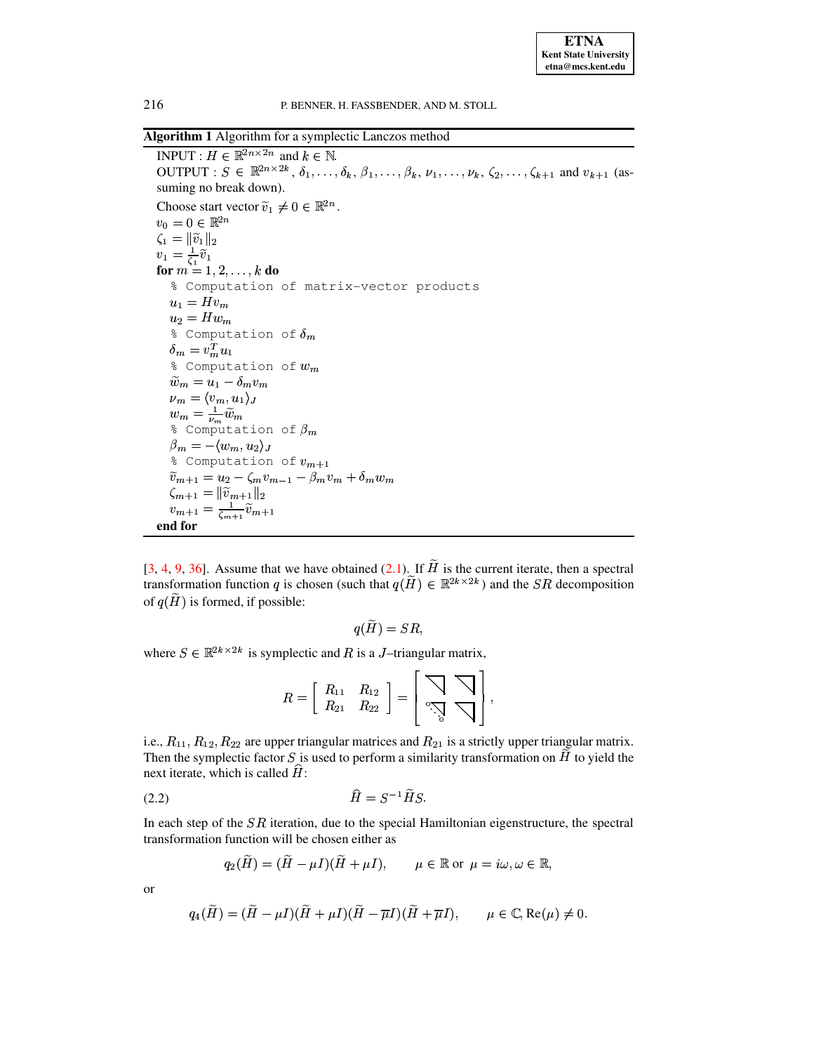**Algorithm 1** Algorithm for a symplectic Lanczos method

```
INPUT : H ∈ ℝ^{2n×2n} and k ∈ ℕ.
OUTPUT : S ∈ ℝ^{2n×2k}, δ_1,...,δ_k, β_1,...,β_k, ν_1,...,ν_k, ζ_2,...,ζ_{k+1} and v_{k+1} (assuming no break down).
Choose start vector ṽ_1 ≠ 0 ∈ ℝ^{2n}.
v_0 = 0 ∈ ℝ^{2n}
ζ_1 = ||ṽ_1||_2
v_1 = (1/ζ_1) ṽ_1
for m = 1, 2, ..., k do
   % Computation of matrix-vector products
   u_1 = H v_m
   u_2 = H w_m
   % Computation of δ_m
   δ_m = v_m^T u_1
   % Computation of w_m
   w̃_m = u_1 − δ_m v_m
   ν_m = ⟨v_m, u_1⟩_J
   w_m = (1/ν_m) w̃_m
   % Computation of β_m
   β_m = −⟨w_m, u_2⟩_J
   % Computation of v_{m+1}
   ṽ_{m+1} = u_2 − ζ_m v_{m−1} − β_m v_m + δ_m w_m
   ζ_{m+1} = ||ṽ_{m+1}||_2
   v_{m+1} = (1/ζ_{m+1}) ṽ_{m+1}
end for
```

[3, 4, 9, 36]. Assume that we have obtained (2.1). If $\widetilde{H}$ is the current iterate, then a spectral transformation function $q$ is chosen (such that $q(\widetilde{H}) \in \mathbb{R}^{2k\times 2k}$) and the $SR$ decomposition of $q(\widetilde{H})$ is formed, if possible:

$$q(\widetilde{H}) = SR,$$

where $S \in \mathbb{R}^{2k\times 2k}$ is symplectic and $R$ is a $J$–triangular matrix,

$$R = \begin{bmatrix} R_{11} & R_{12} \\ R_{21} & R_{22} \end{bmatrix} = \begin{bmatrix} \diagdown\!\!\rceil & \diagdown\!\!\rceil \\ \circ\!\diagdown & \diagdown\!\!\rceil \end{bmatrix},$$

i.e., $R_{11}, R_{12}, R_{22}$ are upper triangular matrices and $R_{21}$ is a strictly upper triangular matrix. Then the symplectic factor $S$ is used to perform a similarity transformation on $\widetilde{H}$ to yield the next iterate, which is called $\widehat{H}$:

$$\widehat{H} = S^{-1}\widetilde{H}S. \tag{2.2}$$

In each step of the $SR$ iteration, due to the special Hamiltonian eigenstructure, the spectral transformation function will be chosen either as

$$q_2(\widetilde{H}) = (\widetilde{H} - \mu I)(\widetilde{H} + \mu I), \qquad \mu \in \mathbb{R} \text{ or } \mu = i\omega, \omega \in \mathbb{R},$$

or

$$q_4(\widetilde{H}) = (\widetilde{H} - \mu I)(\widetilde{H} + \mu I)(\widetilde{H} - \overline{\mu} I)(\widetilde{H} + \overline{\mu} I), \qquad \mu \in \mathbb{C}, \operatorname{Re}(\mu) \neq 0.$$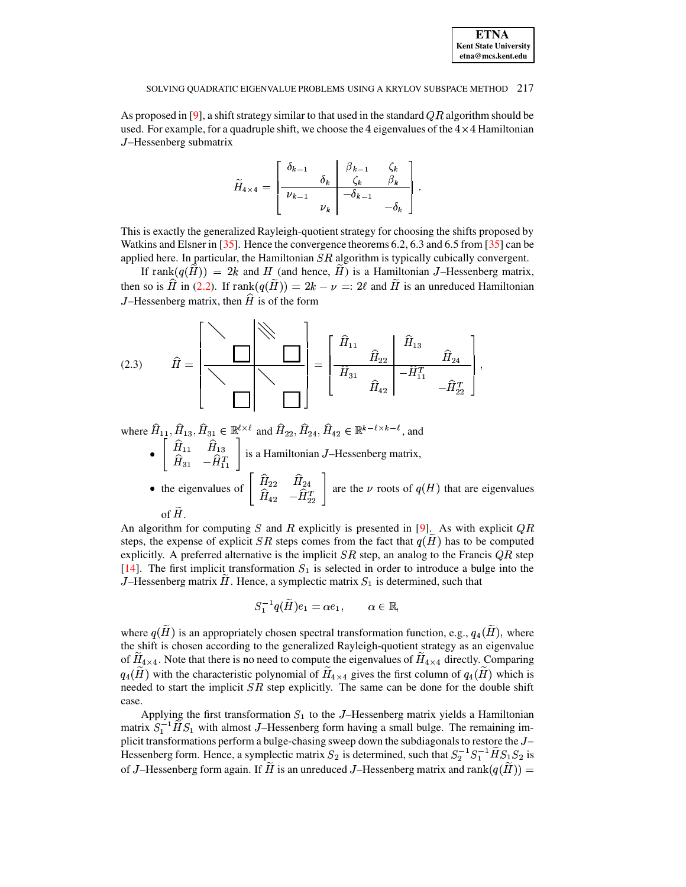As proposed in [9], a shift strategy similar to that used in the standard $QR$ algorithm should be used. For example, for a quadruple shift, we choose the 4 eigenvalues of the $4 \times 4$ Hamiltonian $J$–Hessenberg submatrix

$$
\widetilde{H}_{4\times 4} = \left[\begin{array}{cc|cc} \delta_{k-1} & & \beta_{k-1} & \zeta_k \\ & \delta_k & \zeta_k & \beta_k \\ \hline \nu_{k-1} & & -\delta_{k-1} & \\ & \nu_k & & -\delta_k \end{array}\right].
$$

This is exactly the generalized Rayleigh-quotient strategy for choosing the shifts proposed by Watkins and Elsner in [35]. Hence the convergence theorems 6.2, 6.3 and 6.5 from [35] can be applied here. In particular, the Hamiltonian $SR$ algorithm is typically cubically convergent.

If $\operatorname{rank}(q(\widetilde{H})) = 2k$ and $H$ (and hence, $\widetilde{H}$) is a Hamiltonian $J$–Hessenberg matrix, then so is $\widehat{H}$ in (2.2). If $\operatorname{rank}(q(\widetilde{H})) = 2k - \nu =: 2\ell$ and $\widetilde{H}$ is an unreduced Hamiltonian $J$–Hessenberg matrix, then $\widehat{H}$ is of the form

$$
\widehat{H} = \left[\begin{array}{cc|cc} \widehat{H}_{11} & & \widehat{H}_{13} & \\ & \widehat{H}_{22} & & \widehat{H}_{24} \\ \hline \widehat{H}_{31} & & -\widehat{H}_{11}^T & \\ & \widehat{H}_{42} & & -\widehat{H}_{22}^T \end{array}\right], \tag{2.3}
$$

where $\widehat{H}_{11}, \widehat{H}_{13}, \widehat{H}_{31} \in \mathbb{R}^{\ell \times \ell}$ and $\widehat{H}_{22}, \widehat{H}_{24}, \widehat{H}_{42} \in \mathbb{R}^{k-\ell \times k-\ell}$, and

- $\begin{bmatrix} \widehat{H}_{11} & \widehat{H}_{13} \\ \widehat{H}_{31} & -\widehat{H}_{11}^T \end{bmatrix}$ is a Hamiltonian $J$–Hessenberg matrix,
- the eigenvalues of $\begin{bmatrix} \widehat{H}_{22} & \widehat{H}_{24} \\ \widehat{H}_{42} & -\widehat{H}_{22}^T \end{bmatrix}$ are the $\nu$ roots of $q(H)$ that are eigenvalues of $\widetilde{H}$.

An algorithm for computing $S$ and $R$ explicitly is presented in [9]. As with explicit $QR$ steps, the expense of explicit $SR$ steps comes from the fact that $q(\widetilde{H})$ has to be computed explicitly. A preferred alternative is the implicit $SR$ step, an analog to the Francis $QR$ step [14]. The first implicit transformation $S_1$ is selected in order to introduce a bulge into the $J$–Hessenberg matrix $\widetilde{H}$. Hence, a symplectic matrix $S_1$ is determined, such that

$$
S_1^{-1} q(\widetilde{H}) e_1 = \alpha e_1, \qquad \alpha \in \mathbb{R},
$$

where $q(\widetilde{H})$ is an appropriately chosen spectral transformation function, e.g., $q_4(\widetilde{H})$, where the shift is chosen according to the generalized Rayleigh-quotient strategy as an eigenvalue of $\widetilde{H}_{4\times 4}$. Note that there is no need to compute the eigenvalues of $\widetilde{H}_{4\times 4}$ directly. Comparing $q_4(\widetilde{H})$ with the characteristic polynomial of $\widetilde{H}_{4\times 4}$ gives the first column of $q_4(\widetilde{H})$ which is needed to start the implicit $SR$ step explicitly. The same can be done for the double shift case.

Applying the first transformation $S_1$ to the $J$–Hessenberg matrix yields a Hamiltonian matrix $S_1^{-1} \widetilde{H} S_1$ with almost $J$–Hessenberg form having a small bulge. The remaining implicit transformations perform a bulge-chasing sweep down the subdiagonals to restore the $J$–Hessenberg form. Hence, a symplectic matrix $S_2$ is determined, such that $S_2^{-1} S_1^{-1} \widetilde{H} S_1 S_2$ is of $J$–Hessenberg form again. If $\widetilde{H}$ is an unreduced $J$–Hessenberg matrix and $\operatorname{rank}(q(\widetilde{H})) =$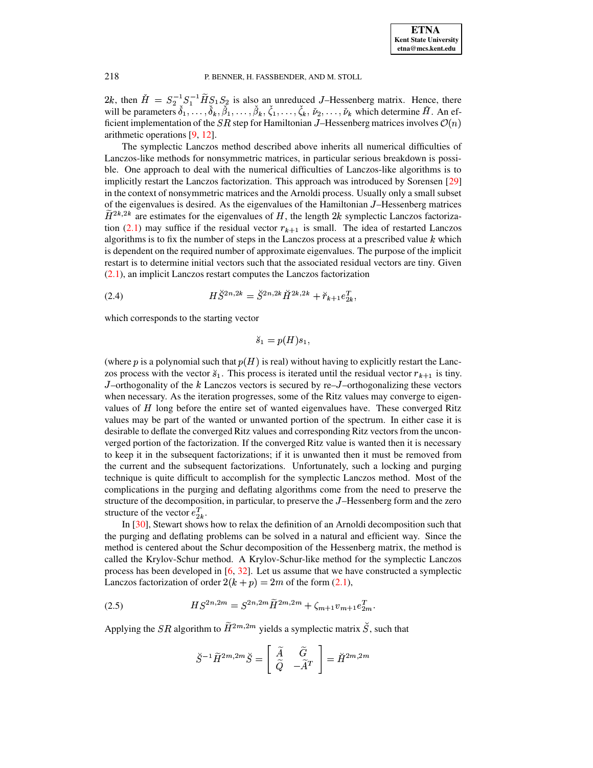$2k$, then $\breve{H} = S_2^{-1} S_1^{-1} \widetilde{H} S_1 S_2$ is also an unreduced $J$–Hessenberg matrix. Hence, there will be parameters $\breve{\delta}_1, \ldots, \breve{\delta}_k, \breve{\beta}_1, \ldots, \breve{\beta}_k, \breve{\zeta}_1, \ldots, \breve{\zeta}_k, \breve{\nu}_2, \ldots, \breve{\nu}_k$ which determine $\breve{H}$. An efficient implementation of the $SR$ step for Hamiltonian $J$–Hessenberg matrices involves $\mathcal{O}(n)$ arithmetic operations [9, 12].

The symplectic Lanczos method described above inherits all numerical difficulties of Lanczos-like methods for nonsymmetric matrices, in particular serious breakdown is possible. One approach to deal with the numerical difficulties of Lanczos-like algorithms is to implicitly restart the Lanczos factorization. This approach was introduced by Sorensen [29] in the context of nonsymmetric matrices and the Arnoldi process. Usually only a small subset of the eigenvalues is desired. As the eigenvalues of the Hamiltonian $J$–Hessenberg matrices $\widetilde{H}^{2k,2k}$ are estimates for the eigenvalues of $H$, the length $2k$ symplectic Lanczos factorization (2.1) may suffice if the residual vector $r_{k+1}$ is small. The idea of restarted Lanczos algorithms is to fix the number of steps in the Lanczos process at a prescribed value $k$ which is dependent on the required number of approximate eigenvalues. The purpose of the implicit restart is to determine initial vectors such that the associated residual vectors are tiny. Given (2.1), an implicit Lanczos restart computes the Lanczos factorization

$$H \breve{S}^{2n,2k} = \breve{S}^{2n,2k} \breve{H}^{2k,2k} + \breve{r}_{k+1} e_{2k}^T, \tag{2.4}$$

which corresponds to the starting vector

$$\breve{s}_1 = p(H) s_1,$$

(where $p$ is a polynomial such that $p(H)$ is real) without having to explicitly restart the Lanczos process with the vector $\breve{s}_1$. This process is iterated until the residual vector $r_{k+1}$ is tiny. $J$–orthogonality of the $k$ Lanczos vectors is secured by re–$J$–orthogonalizing these vectors when necessary. As the iteration progresses, some of the Ritz values may converge to eigenvalues of $H$ long before the entire set of wanted eigenvalues have. These converged Ritz values may be part of the wanted or unwanted portion of the spectrum. In either case it is desirable to deflate the converged Ritz values and corresponding Ritz vectors from the unconverged portion of the factorization. If the converged Ritz value is wanted then it is necessary to keep it in the subsequent factorizations; if it is unwanted then it must be removed from the current and the subsequent factorizations. Unfortunately, such a locking and purging technique is quite difficult to accomplish for the symplectic Lanczos method. Most of the complications in the purging and deflating algorithms come from the need to preserve the structure of the decomposition, in particular, to preserve the $J$–Hessenberg form and the zero structure of the vector $e_{2k}^T$.

In [30], Stewart shows how to relax the definition of an Arnoldi decomposition such that the purging and deflating problems can be solved in a natural and efficient way. Since the method is centered about the Schur decomposition of the Hessenberg matrix, the method is called the Krylov-Schur method. A Krylov-Schur-like method for the symplectic Lanczos process has been developed in [6, 32]. Let us assume that we have constructed a symplectic Lanczos factorization of order $2(k+p) = 2m$ of the form (2.1),

$$H S^{2n,2m} = S^{2n,2m} \widetilde{H}^{2m,2m} + \zeta_{m+1} v_{m+1} e_{2m}^T. \tag{2.5}$$

Applying the $SR$ algorithm to $\widetilde{H}^{2m,2m}$ yields a symplectic matrix $\breve{S}$, such that

$$\breve{S}^{-1} \widetilde{H}^{2m,2m} \breve{S} = \begin{bmatrix} \widetilde{A} & \widetilde{G} \\ \widetilde{Q} & -\widetilde{A}^T \end{bmatrix} = \breve{H}^{2m,2m}$$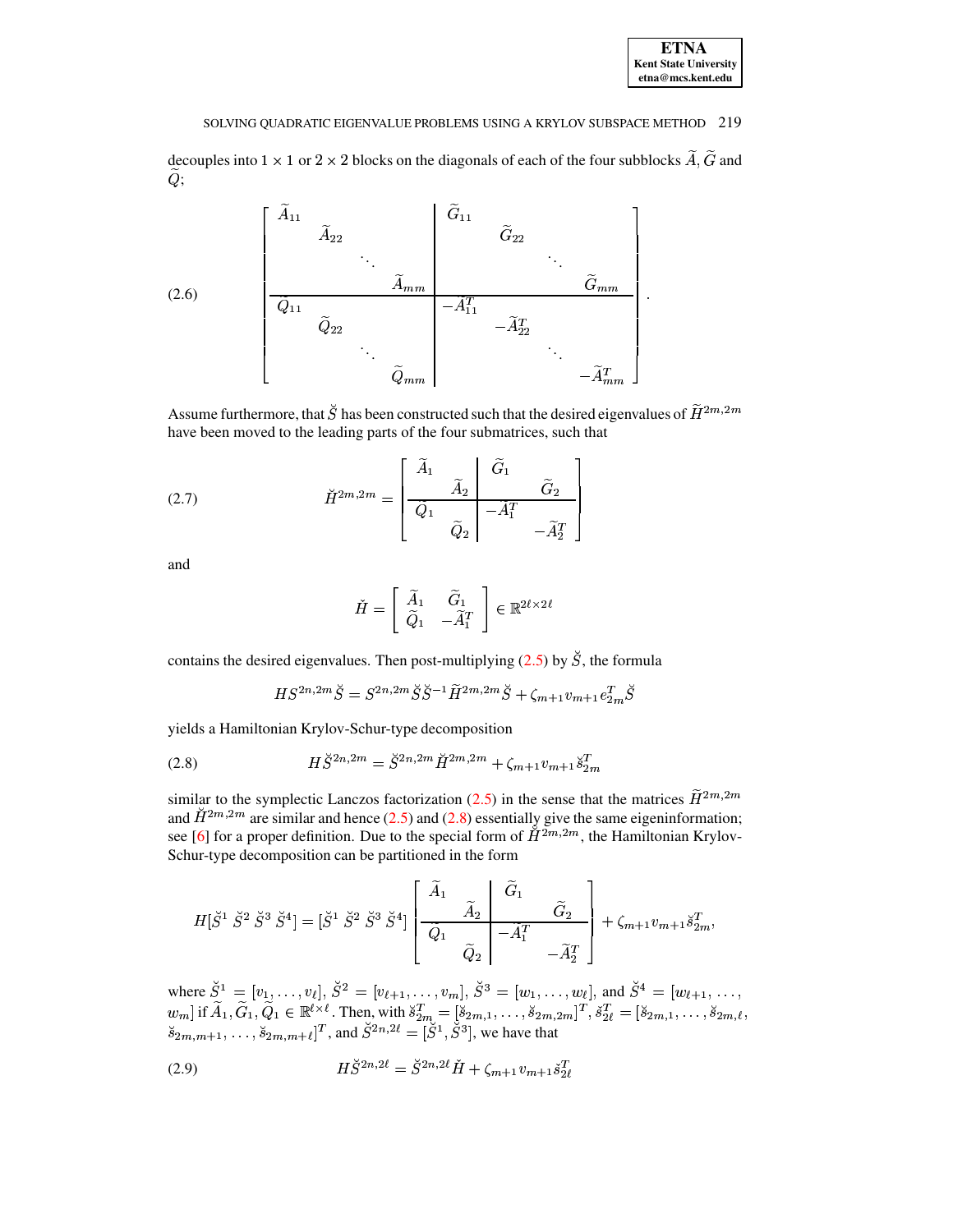decouples into $1 \times 1$ or $2 \times 2$ blocks on the diagonals of each of the four subblocks $\widetilde{A}$, $\widetilde{G}$ and $\widetilde{Q}$;

$$
\left[\begin{array}{cccc|cccc}
\widetilde{A}_{11} & & & & \widetilde{G}_{11} & & & \\
& \widetilde{A}_{22} & & & & \widetilde{G}_{22} & & \\
& & \ddots & & & & \ddots & \\
& & & \widetilde{A}_{mm} & & & & \widetilde{G}_{mm} \\
\hline
\widetilde{Q}_{11} & & & & -\widetilde{A}_{11}^T & & & \\
& \widetilde{Q}_{22} & & & & -\widetilde{A}_{22}^T & & \\
& & \ddots & & & & \ddots & \\
& & & \widetilde{Q}_{mm} & & & & -\widetilde{A}_{mm}^T
\end{array}\right]. \tag{2.6}
$$

Assume furthermore, that $\breve{S}$ has been constructed such that the desired eigenvalues of $\widetilde{H}^{2m,2m}$ have been moved to the leading parts of the four submatrices, such that

$$
\breve{H}^{2m,2m} = \left[\begin{array}{cc|cc}
\widetilde{A}_1 & & \widetilde{G}_1 & \\
& \widetilde{A}_2 & & \widetilde{G}_2 \\
\hline
\widetilde{Q}_1 & & -\widetilde{A}_1^T & \\
& \widetilde{Q}_2 & & -\widetilde{A}_2^T
\end{array}\right] \tag{2.7}
$$

and

$$
\breve{H} = \begin{bmatrix} \widetilde{A}_1 & \widetilde{G}_1 \\ \widetilde{Q}_1 & -\widetilde{A}_1^T \end{bmatrix} \in \mathbb{R}^{2\ell \times 2\ell}
$$

contains the desired eigenvalues. Then post-multiplying (2.5) by $\breve{S}$, the formula

$$
HS^{2n,2m}\breve{S} = S^{2n,2m}\breve{S}\breve{S}^{-1}\widetilde{H}^{2m,2m}\breve{S} + \zeta_{m+1}v_{m+1}e_{2m}^T\breve{S}
$$

yields a Hamiltonian Krylov-Schur-type decomposition

$$
H\breve{S}^{2n,2m} = \breve{S}^{2n,2m}\breve{H}^{2m,2m} + \zeta_{m+1}v_{m+1}\breve{s}_{2m}^T \tag{2.8}
$$

similar to the symplectic Lanczos factorization (2.5) in the sense that the matrices $\widetilde{H}^{2m,2m}$ and $\breve{H}^{2m,2m}$ are similar and hence (2.5) and (2.8) essentially give the same eigeninformation; see [6] for a proper definition. Due to the special form of $\breve{H}^{2m,2m}$, the Hamiltonian Krylov-Schur-type decomposition can be partitioned in the form

$$
H[\breve{S}^1\ \breve{S}^2\ \breve{S}^3\ \breve{S}^4] = [\breve{S}^1\ \breve{S}^2\ \breve{S}^3\ \breve{S}^4] \left[\begin{array}{cc|cc}
\widetilde{A}_1 & & \widetilde{G}_1 & \\
& \widetilde{A}_2 & & \widetilde{G}_2 \\
\hline
\widetilde{Q}_1 & & -\widetilde{A}_1^T & \\
& \widetilde{Q}_2 & & -\widetilde{A}_2^T
\end{array}\right] + \zeta_{m+1}v_{m+1}\breve{s}_{2m}^T,
$$

where $\breve{S}^1 = [v_1, \ldots, v_\ell]$, $\breve{S}^2 = [v_{\ell+1}, \ldots, v_m]$, $\breve{S}^3 = [w_1, \ldots, w_\ell]$, and $\breve{S}^4 = [w_{\ell+1}, \ldots, w_m]$ if $\widetilde{A}_1, \widetilde{G}_1, \widetilde{Q}_1 \in \mathbb{R}^{\ell \times \ell}$. Then, with $\breve{s}_{2m}^T = [\breve{s}_{2m,1}, \ldots, \breve{s}_{2m,2m}]^T$, $\breve{s}_{2\ell}^T = [\breve{s}_{2m,1}, \ldots, \breve{s}_{2m,\ell}, \breve{s}_{2m,m+1}, \ldots, \breve{s}_{2m,m+\ell}]^T$, and $\breve{S}^{2n,2\ell} = [\breve{S}^1, \breve{S}^3]$, we have that

$$
H\breve{S}^{2n,2\ell} = \breve{S}^{2n,2\ell}\breve{H} + \zeta_{m+1}v_{m+1}\breve{s}_{2\ell}^T \tag{2.9}
$$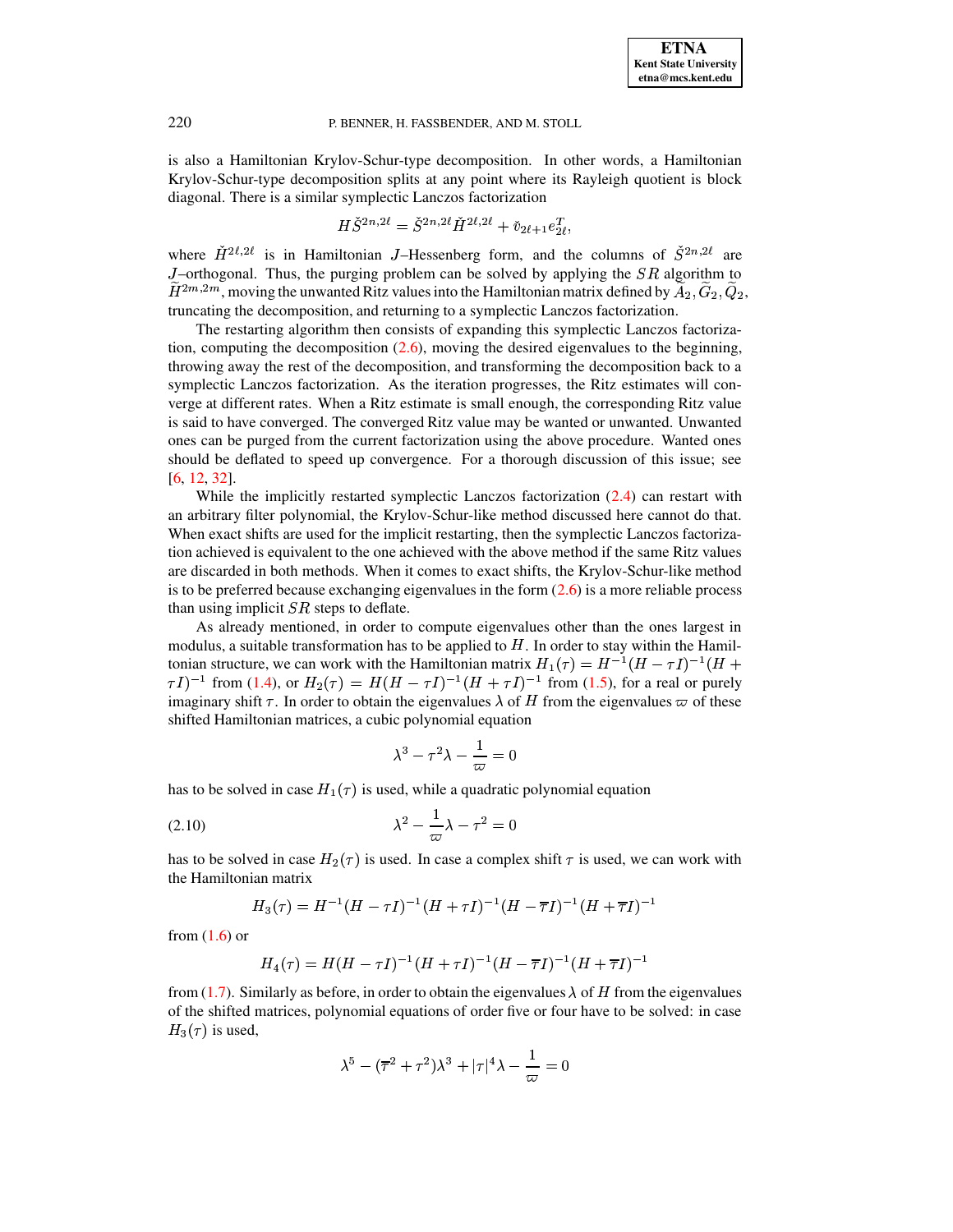is also a Hamiltonian Krylov-Schur-type decomposition. In other words, a Hamiltonian Krylov-Schur-type decomposition splits at any point where its Rayleigh quotient is block diagonal. There is a similar symplectic Lanczos factorization

$$H\check{S}^{2n,2\ell} = \check{S}^{2n,2\ell}\check{H}^{2\ell,2\ell} + \check{v}_{2\ell+1}e_{2\ell}^T,$$

where $\check{H}^{2\ell,2\ell}$ is in Hamiltonian $J$–Hessenberg form, and the columns of $\check{S}^{2n,2\ell}$ are $J$–orthogonal. Thus, the purging problem can be solved by applying the $SR$ algorithm to $\widetilde{H}^{2m,2m}$, moving the unwanted Ritz values into the Hamiltonian matrix defined by $\widetilde{A}_2, \widetilde{G}_2, \widetilde{Q}_2$, truncating the decomposition, and returning to a symplectic Lanczos factorization.

The restarting algorithm then consists of expanding this symplectic Lanczos factorization, computing the decomposition (2.6), moving the desired eigenvalues to the beginning, throwing away the rest of the decomposition, and transforming the decomposition back to a symplectic Lanczos factorization. As the iteration progresses, the Ritz estimates will converge at different rates. When a Ritz estimate is small enough, the corresponding Ritz value is said to have converged. The converged Ritz value may be wanted or unwanted. Unwanted ones can be purged from the current factorization using the above procedure. Wanted ones should be deflated to speed up convergence. For a thorough discussion of this issue; see [6, 12, 32].

While the implicitly restarted symplectic Lanczos factorization (2.4) can restart with an arbitrary filter polynomial, the Krylov-Schur-like method discussed here cannot do that. When exact shifts are used for the implicit restarting, then the symplectic Lanczos factorization achieved is equivalent to the one achieved with the above method if the same Ritz values are discarded in both methods. When it comes to exact shifts, the Krylov-Schur-like method is to be preferred because exchanging eigenvalues in the form (2.6) is a more reliable process than using implicit $SR$ steps to deflate.

As already mentioned, in order to compute eigenvalues other than the ones largest in modulus, a suitable transformation has to be applied to $H$. In order to stay within the Hamiltonian structure, we can work with the Hamiltonian matrix $H_1(\tau) = H^{-1}(H-\tau I)^{-1}(H+\tau I)^{-1}$ from (1.4), or $H_2(\tau) = H(H-\tau I)^{-1}(H+\tau I)^{-1}$ from (1.5), for a real or purely imaginary shift $\tau$. In order to obtain the eigenvalues $\lambda$ of $H$ from the eigenvalues $\varpi$ of these shifted Hamiltonian matrices, a cubic polynomial equation

$$\lambda^3 - \tau^2\lambda - \frac{1}{\varpi} = 0$$

has to be solved in case $H_1(\tau)$ is used, while a quadratic polynomial equation

$$\lambda^2 - \frac{1}{\varpi}\lambda - \tau^2 = 0 \tag{2.10}$$

has to be solved in case $H_2(\tau)$ is used. In case a complex shift $\tau$ is used, we can work with the Hamiltonian matrix

$$H_3(\tau) = H^{-1}(H-\tau I)^{-1}(H+\tau I)^{-1}(H-\overline{\tau} I)^{-1}(H+\overline{\tau} I)^{-1}$$

from (1.6) or

$$H_4(\tau) = H(H-\tau I)^{-1}(H+\tau I)^{-1}(H-\overline{\tau} I)^{-1}(H+\overline{\tau} I)^{-1}$$

from (1.7). Similarly as before, in order to obtain the eigenvalues $\lambda$ of $H$ from the eigenvalues of the shifted matrices, polynomial equations of order five or four have to be solved: in case $H_3(\tau)$ is used,

$$\lambda^5 - (\overline{\tau}^2 + \tau^2)\lambda^3 + |\tau|^4\lambda - \frac{1}{\varpi} = 0$$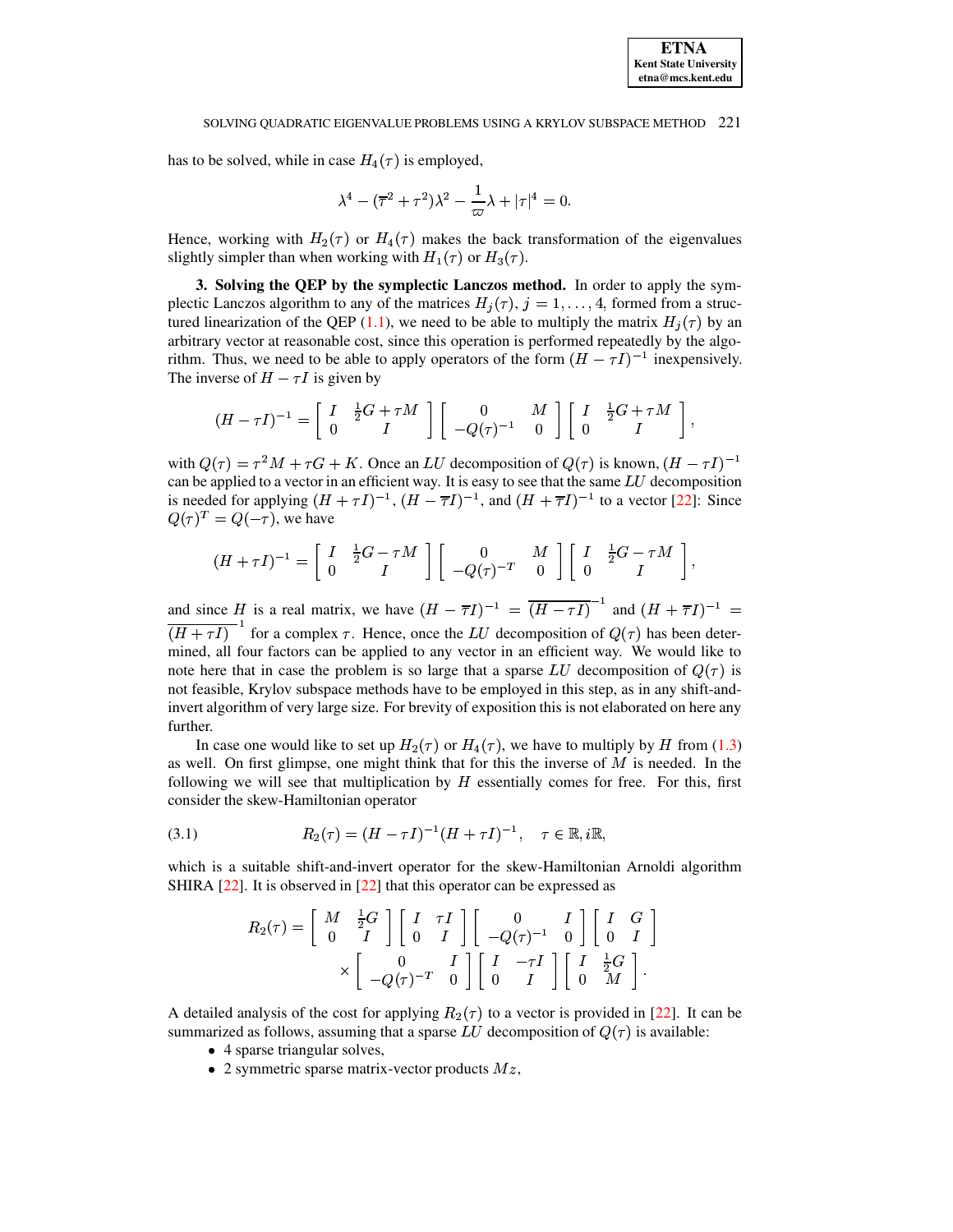has to be solved, while in case $H_4(\tau)$ is employed,

$$\lambda^4 - (\overline{\tau}^2 + \tau^2)\lambda^2 - \frac{1}{\varpi}\lambda + |\tau|^4 = 0.$$

Hence, working with $H_2(\tau)$ or $H_4(\tau)$ makes the back transformation of the eigenvalues slightly simpler than when working with $H_1(\tau)$ or $H_3(\tau)$.

**3. Solving the QEP by the symplectic Lanczos method.** In order to apply the symplectic Lanczos algorithm to any of the matrices $H_j(\tau)$, $j = 1, \ldots, 4$, formed from a structured linearization of the QEP (1.1), we need to be able to multiply the matrix $H_j(\tau)$ by an arbitrary vector at reasonable cost, since this operation is performed repeatedly by the algorithm. Thus, we need to be able to apply operators of the form $(H - \tau I)^{-1}$ inexpensively. The inverse of $H - \tau I$ is given by

$$(H - \tau I)^{-1} = \begin{bmatrix} I & \frac{1}{2}G + \tau M \\ 0 & I \end{bmatrix} \begin{bmatrix} 0 & M \\ -Q(\tau)^{-1} & 0 \end{bmatrix} \begin{bmatrix} I & \frac{1}{2}G + \tau M \\ 0 & I \end{bmatrix},$$

with $Q(\tau) = \tau^2 M + \tau G + K$. Once an $LU$ decomposition of $Q(\tau)$ is known, $(H - \tau I)^{-1}$ can be applied to a vector in an efficient way. It is easy to see that the same $LU$ decomposition is needed for applying $(H + \tau I)^{-1}$, $(H - \overline{\tau} I)^{-1}$, and $(H + \overline{\tau} I)^{-1}$ to a vector [22]: Since $Q(\tau)^T = Q(-\tau)$, we have

$$(H + \tau I)^{-1} = \begin{bmatrix} I & \frac{1}{2}G - \tau M \\ 0 & I \end{bmatrix} \begin{bmatrix} 0 & M \\ -Q(\tau)^{-T} & 0 \end{bmatrix} \begin{bmatrix} I & \frac{1}{2}G - \tau M \\ 0 & I \end{bmatrix},$$

and since $H$ is a real matrix, we have $(H - \overline{\tau} I)^{-1} = \overline{(H - \tau I)}^{-1}$ and $(H + \overline{\tau} I)^{-1} = \overline{(H + \tau I)}^{-1}$ for a complex $\tau$. Hence, once the $LU$ decomposition of $Q(\tau)$ has been determined, all four factors can be applied to any vector in an efficient way. We would like to note here that in case the problem is so large that a sparse $LU$ decomposition of $Q(\tau)$ is not feasible, Krylov subspace methods have to be employed in this step, as in any shift-and-invert algorithm of very large size. For brevity of exposition this is not elaborated on here any further.

In case one would like to set up $H_2(\tau)$ or $H_4(\tau)$, we have to multiply by $H$ from (1.3) as well. On first glimpse, one might think that for this the inverse of $M$ is needed. In the following we will see that multiplication by $H$ essentially comes for free. For this, first consider the skew-Hamiltonian operator

$$R_2(\tau) = (H - \tau I)^{-1}(H + \tau I)^{-1}, \quad \tau \in \mathbb{R}, i\mathbb{R}, \tag{3.1}$$

which is a suitable shift-and-invert operator for the skew-Hamiltonian Arnoldi algorithm SHIRA [22]. It is observed in [22] that this operator can be expressed as

$$R_2(\tau) = \begin{bmatrix} M & \frac{1}{2}G \\ 0 & I \end{bmatrix} \begin{bmatrix} I & \tau I \\ 0 & I \end{bmatrix} \begin{bmatrix} 0 & I \\ -Q(\tau)^{-1} & 0 \end{bmatrix} \begin{bmatrix} I & G \\ 0 & I \end{bmatrix}$$
$$\times \begin{bmatrix} 0 & I \\ -Q(\tau)^{-T} & 0 \end{bmatrix} \begin{bmatrix} I & -\tau I \\ 0 & I \end{bmatrix} \begin{bmatrix} I & \frac{1}{2}G \\ 0 & M \end{bmatrix}.$$

A detailed analysis of the cost for applying $R_2(\tau)$ to a vector is provided in [22]. It can be summarized as follows, assuming that a sparse $LU$ decomposition of $Q(\tau)$ is available:

- 4 sparse triangular solves,
- 2 symmetric sparse matrix-vector products $Mz$,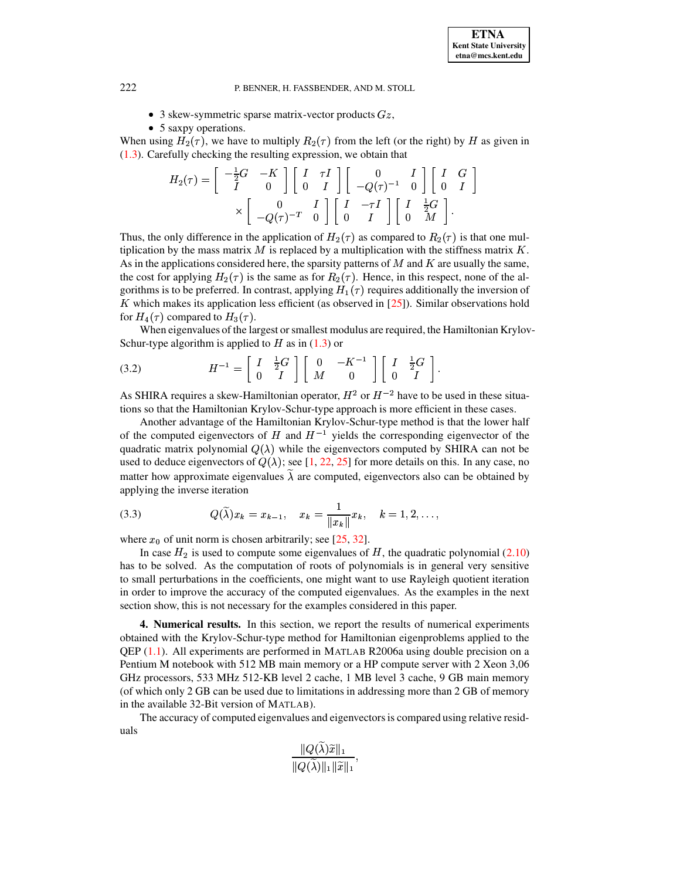- 3 skew-symmetric sparse matrix-vector products $Gz$,
- 5 saxpy operations.

When using $H_2(\tau)$, we have to multiply $R_2(\tau)$ from the left (or the right) by $H$ as given in (1.3). Carefully checking the resulting expression, we obtain that

$$
\begin{aligned}
H_2(\tau) = &\begin{bmatrix} -\frac{1}{2}G & -K \\ I & 0 \end{bmatrix} \begin{bmatrix} I & \tau I \\ 0 & I \end{bmatrix} \begin{bmatrix} 0 & I \\ -Q(\tau)^{-1} & 0 \end{bmatrix} \begin{bmatrix} I & G \\ 0 & I \end{bmatrix} \\
&\times \begin{bmatrix} 0 & I \\ -Q(\tau)^{-T} & 0 \end{bmatrix} \begin{bmatrix} I & -\tau I \\ 0 & I \end{bmatrix} \begin{bmatrix} I & \frac{1}{2}G \\ 0 & M \end{bmatrix}.
\end{aligned}
$$

Thus, the only difference in the application of $H_2(\tau)$ as compared to $R_2(\tau)$ is that one multiplication by the mass matrix $M$ is replaced by a multiplication with the stiffness matrix $K$. As in the applications considered here, the sparsity patterns of $M$ and $K$ are usually the same, the cost for applying $H_2(\tau)$ is the same as for $R_2(\tau)$. Hence, in this respect, none of the algorithms is to be preferred. In contrast, applying $H_1(\tau)$ requires additionally the inversion of $K$ which makes its application less efficient (as observed in [25]). Similar observations hold for $H_4(\tau)$ compared to $H_3(\tau)$.

When eigenvalues of the largest or smallest modulus are required, the Hamiltonian Krylov-Schur-type algorithm is applied to $H$ as in (1.3) or

$$
H^{-1} = \begin{bmatrix} I & \frac{1}{2}G \\ 0 & I \end{bmatrix} \begin{bmatrix} 0 & -K^{-1} \\ M & 0 \end{bmatrix} \begin{bmatrix} I & \frac{1}{2}G \\ 0 & I \end{bmatrix}. \tag{3.2}
$$

As SHIRA requires a skew-Hamiltonian operator, $H^2$ or $H^{-2}$ have to be used in these situations so that the Hamiltonian Krylov-Schur-type approach is more efficient in these cases.

Another advantage of the Hamiltonian Krylov-Schur-type method is that the lower half of the computed eigenvectors of $H$ and $H^{-1}$ yields the corresponding eigenvector of the quadratic matrix polynomial $Q(\lambda)$ while the eigenvectors computed by SHIRA can not be used to deduce eigenvectors of $Q(\lambda)$; see [1, 22, 25] for more details on this. In any case, no matter how approximate eigenvalues $\widetilde{\lambda}$ are computed, eigenvectors also can be obtained by applying the inverse iteration

$$
Q(\widetilde{\lambda})x_k = x_{k-1}, \quad x_k = \frac{1}{\|x_k\|}x_k, \quad k = 1, 2, \ldots, \tag{3.3}
$$

where $x_0$ of unit norm is chosen arbitrarily; see [25, 32].

In case $H_2$ is used to compute some eigenvalues of $H$, the quadratic polynomial (2.10) has to be solved. As the computation of roots of polynomials is in general very sensitive to small perturbations in the coefficients, one might want to use Rayleigh quotient iteration in order to improve the accuracy of the computed eigenvalues. As the examples in the next section show, this is not necessary for the examples considered in this paper.

**4. Numerical results.** In this section, we report the results of numerical experiments obtained with the Krylov-Schur-type method for Hamiltonian eigenproblems applied to the QEP (1.1). All experiments are performed in MATLAB R2006a using double precision on a Pentium M notebook with 512 MB main memory or a HP compute server with 2 Xeon 3,06 GHz processors, 533 MHz 512-KB level 2 cache, 1 MB level 3 cache, 9 GB main memory (of which only 2 GB can be used due to limitations in addressing more than 2 GB of memory in the available 32-Bit version of MATLAB).

The accuracy of computed eigenvalues and eigenvectors is compared using relative residuals

$$
\frac{\|Q(\widetilde{\lambda})\widetilde{x}\|_1}{\|Q(\widetilde{\lambda})\|_1\|\widetilde{x}\|_1},
$$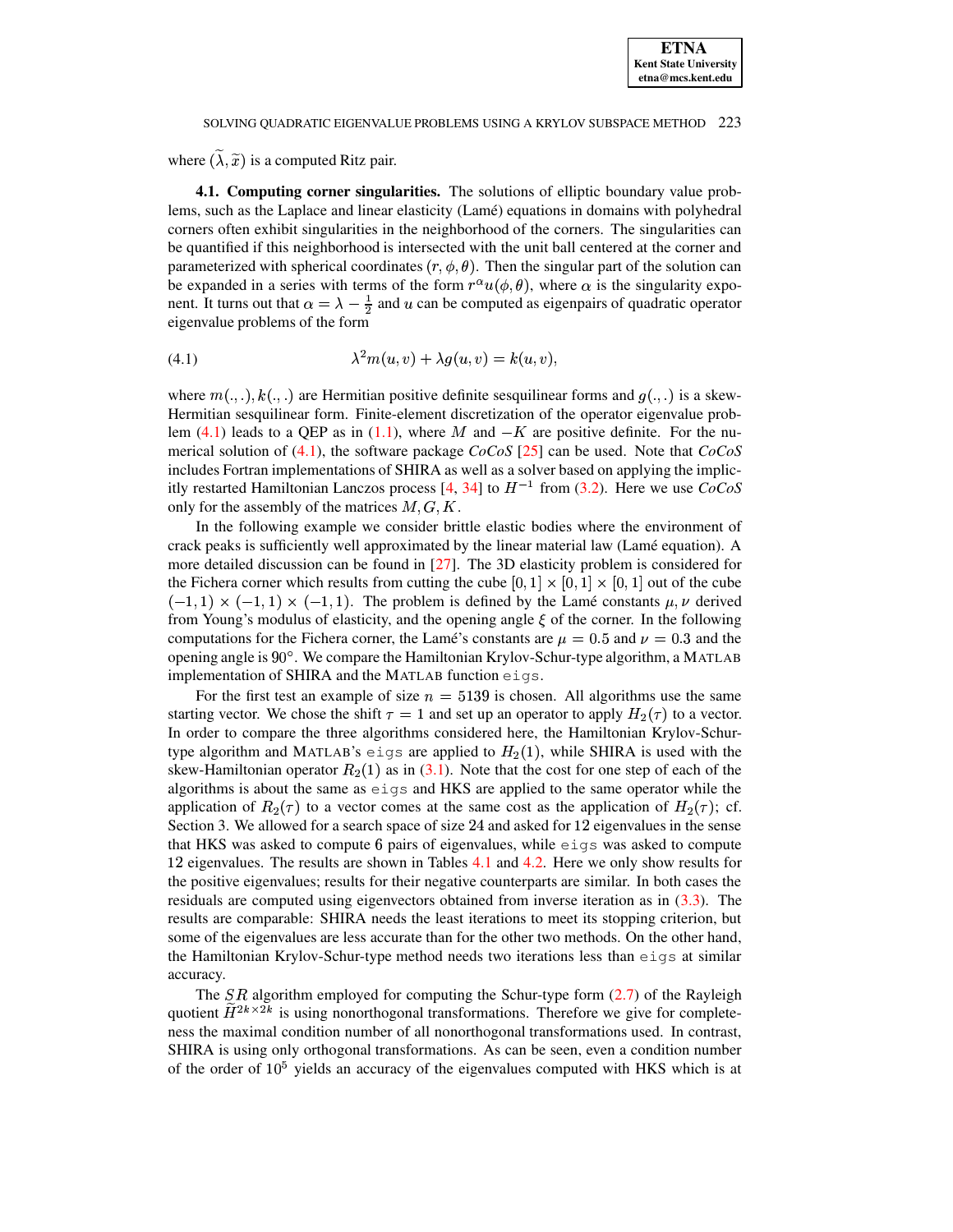where $(\widetilde{\lambda}, \widetilde{x})$ is a computed Ritz pair.

**4.1. Computing corner singularities.** The solutions of elliptic boundary value problems, such as the Laplace and linear elasticity (Lamé) equations in domains with polyhedral corners often exhibit singularities in the neighborhood of the corners. The singularities can be quantified if this neighborhood is intersected with the unit ball centered at the corner and parameterized with spherical coordinates $(r, \phi, \theta)$. Then the singular part of the solution can be expanded in a series with terms of the form $r^{\alpha} u(\phi, \theta)$, where $\alpha$ is the singularity exponent. It turns out that $\alpha = \lambda - \frac{1}{2}$ and $u$ can be computed as eigenpairs of quadratic operator eigenvalue problems of the form

$$\lambda^2 m(u, v) + \lambda g(u, v) = k(u, v), \tag{4.1}$$

where $m(.,.), k(.,.)$ are Hermitian positive definite sesquilinear forms and $g(.,.)$ is a skew-Hermitian sesquilinear form. Finite-element discretization of the operator eigenvalue problem (4.1) leads to a QEP as in (1.1), where $M$ and $-K$ are positive definite. For the numerical solution of (4.1), the software package *CoCoS* [25] can be used. Note that *CoCoS* includes Fortran implementations of SHIRA as well as a solver based on applying the implicitly restarted Hamiltonian Lanczos process [4, 34] to $H^{-1}$ from (3.2). Here we use *CoCoS* only for the assembly of the matrices $M, G, K$.

In the following example we consider brittle elastic bodies where the environment of crack peaks is sufficiently well approximated by the linear material law (Lamé equation). A more detailed discussion can be found in [27]. The 3D elasticity problem is considered for the Fichera corner which results from cutting the cube $[0, 1] \times [0, 1] \times [0, 1]$ out of the cube $(-1, 1) \times (-1, 1) \times (-1, 1)$. The problem is defined by the Lamé constants $\mu, \nu$ derived from Young's modulus of elasticity, and the opening angle $\xi$ of the corner. In the following computations for the Fichera corner, the Lamé's constants are $\mu = 0.5$ and $\nu = 0.3$ and the opening angle is $90°$. We compare the Hamiltonian Krylov-Schur-type algorithm, a MATLAB implementation of SHIRA and the MATLAB function `eigs`.

For the first test an example of size $n = 5139$ is chosen. All algorithms use the same starting vector. We chose the shift $\tau = 1$ and set up an operator to apply $H_2(\tau)$ to a vector. In order to compare the three algorithms considered here, the Hamiltonian Krylov-Schur-type algorithm and MATLAB's `eigs` are applied to $H_2(1)$, while SHIRA is used with the skew-Hamiltonian operator $R_2(1)$ as in (3.1). Note that the cost for one step of each of the algorithms is about the same as `eigs` and HKS are applied to the same operator while the application of $R_2(\tau)$ to a vector comes at the same cost as the application of $H_2(\tau)$; cf. Section 3. We allowed for a search space of size 24 and asked for 12 eigenvalues in the sense that HKS was asked to compute 6 pairs of eigenvalues, while `eigs` was asked to compute 12 eigenvalues. The results are shown in Tables 4.1 and 4.2. Here we only show results for the positive eigenvalues; results for their negative counterparts are similar. In both cases the residuals are computed using eigenvectors obtained from inverse iteration as in (3.3). The results are comparable: SHIRA needs the least iterations to meet its stopping criterion, but some of the eigenvalues are less accurate than for the other two methods. On the other hand, the Hamiltonian Krylov-Schur-type method needs two iterations less than `eigs` at similar accuracy.

The $SR$ algorithm employed for computing the Schur-type form (2.7) of the Rayleigh quotient $\widetilde{H}^{2k \times 2k}$ is using nonorthogonal transformations. Therefore we give for completeness the maximal condition number of all nonorthogonal transformations used. In contrast, SHIRA is using only orthogonal transformations. As can be seen, even a condition number of the order of $10^5$ yields an accuracy of the eigenvalues computed with HKS which is at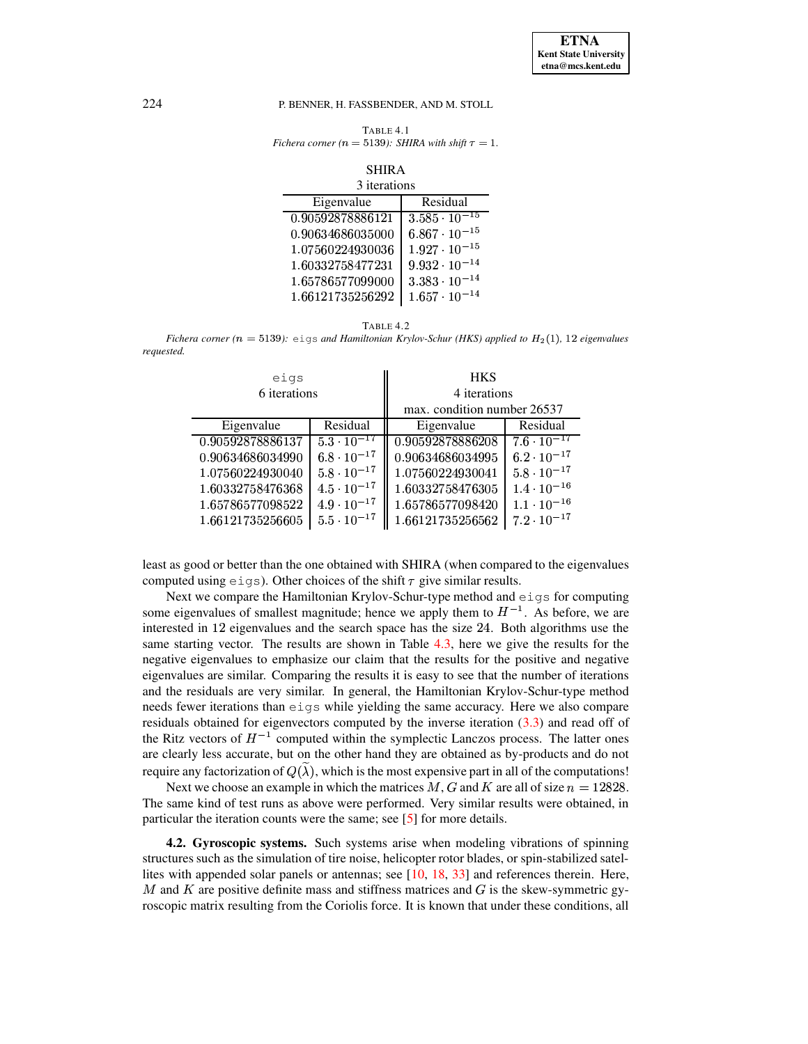TABLE 4.1
*Fichera corner ($n = 5139$): SHIRA with shift $\tau = 1$.*

| SHIRA | |
|---|---|
| 3 iterations | |
| Eigenvalue | Residual |
| 0.90592878886121 | $3.585 \cdot 10^{-15}$ |
| 0.90634686035000 | $6.867 \cdot 10^{-15}$ |
| 1.07560224930036 | $1.927 \cdot 10^{-15}$ |
| 1.60332758477231 | $9.932 \cdot 10^{-14}$ |
| 1.65786577099000 | $3.383 \cdot 10^{-14}$ |
| 1.66121735256292 | $1.657 \cdot 10^{-14}$ |

TABLE 4.2
*Fichera corner ($n = 5139$):* `eigs` *and Hamiltonian Krylov-Schur (HKS) applied to $H_2(1)$, 12 eigenvalues requested.*

| `eigs` | | HKS | |
|---|---|---|---|
| 6 iterations | | 4 iterations | |
| | | max. condition number 26537 | |
| Eigenvalue | Residual | Eigenvalue | Residual |
| 0.90592878886137 | $5.3 \cdot 10^{-17}$ | 0.90592878886208 | $7.6 \cdot 10^{-17}$ |
| 0.90634686034990 | $6.8 \cdot 10^{-17}$ | 0.90634686034995 | $6.2 \cdot 10^{-17}$ |
| 1.07560224930040 | $5.8 \cdot 10^{-17}$ | 1.07560224930041 | $5.8 \cdot 10^{-17}$ |
| 1.60332758476368 | $4.5 \cdot 10^{-17}$ | 1.60332758476305 | $1.4 \cdot 10^{-16}$ |
| 1.65786577098522 | $4.9 \cdot 10^{-17}$ | 1.65786577098420 | $1.1 \cdot 10^{-16}$ |
| 1.66121735256605 | $5.5 \cdot 10^{-17}$ | 1.66121735256562 | $7.2 \cdot 10^{-17}$ |

least as good or better than the one obtained with SHIRA (when compared to the eigenvalues computed using `eigs`). Other choices of the shift $\tau$ give similar results.

Next we compare the Hamiltonian Krylov-Schur-type method and `eigs` for computing some eigenvalues of smallest magnitude; hence we apply them to $H^{-1}$. As before, we are interested in 12 eigenvalues and the search space has the size 24. Both algorithms use the same starting vector. The results are shown in Table 4.3, here we give the results for the negative eigenvalues to emphasize our claim that the results for the positive and negative eigenvalues are similar. Comparing the results it is easy to see that the number of iterations and the residuals are very similar. In general, the Hamiltonian Krylov-Schur-type method needs fewer iterations than `eigs` while yielding the same accuracy. Here we also compare residuals obtained for eigenvectors computed by the inverse iteration (3.3) and read off of the Ritz vectors of $H^{-1}$ computed within the symplectic Lanczos process. The latter ones are clearly less accurate, but on the other hand they are obtained as by-products and do not require any factorization of $Q(\widetilde{\lambda})$, which is the most expensive part in all of the computations!

Next we choose an example in which the matrices $M, G$ and $K$ are all of size $n = 12828$. The same kind of test runs as above were performed. Very similar results were obtained, in particular the iteration counts were the same; see [5] for more details.

**4.2. Gyroscopic systems.** Such systems arise when modeling vibrations of spinning structures such as the simulation of tire noise, helicopter rotor blades, or spin-stabilized satellites with appended solar panels or antennas; see [10, 18, 33] and references therein. Here, $M$ and $K$ are positive definite mass and stiffness matrices and $G$ is the skew-symmetric gyroscopic matrix resulting from the Coriolis force. It is known that under these conditions, all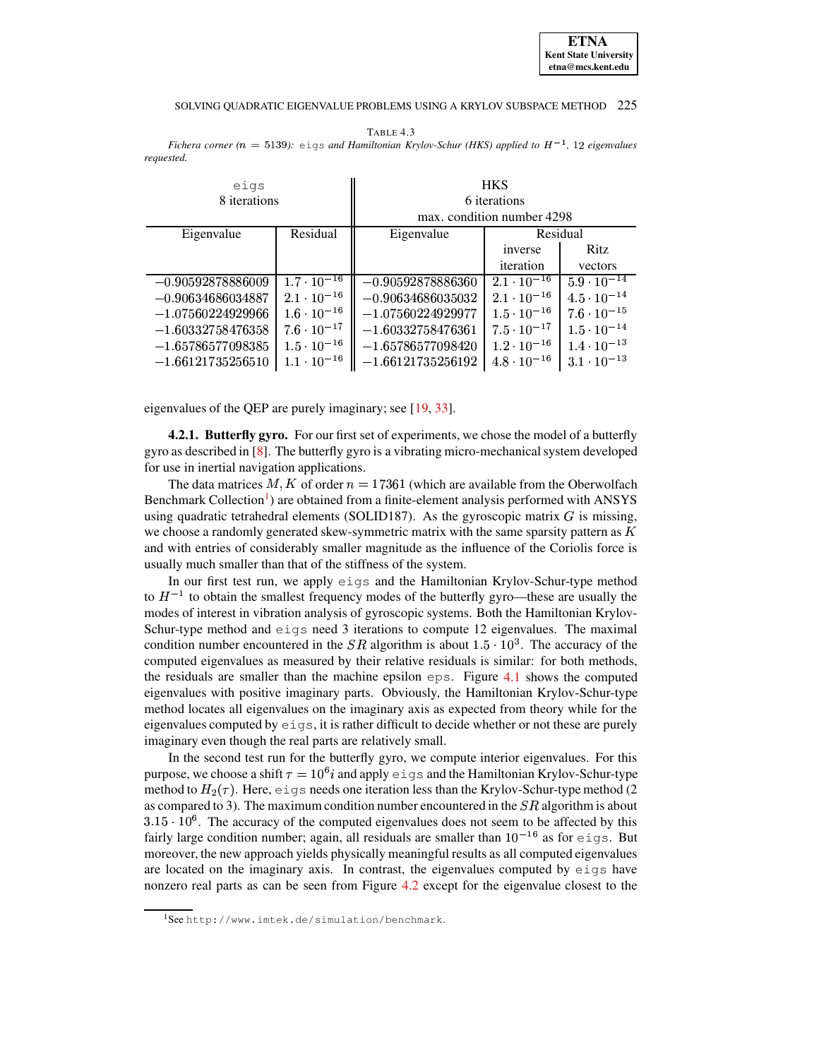TABLE 4.3

*Fichera corner ($n = 5139$): eigs and Hamiltonian Krylov-Schur (HKS) applied to $H^{-1}$, 12 eigenvalues requested.*

| eigs 8 iterations | | HKS 6 iterations max. condition number 4298 | | |
|---|---|---|---|---|
| Eigenvalue | Residual | Eigenvalue | Residual | |
| | | | inverse iteration | Ritz vectors |
| $-0.90592878886009$ | $1.7 \cdot 10^{-16}$ | $-0.90592878886360$ | $2.1 \cdot 10^{-16}$ | $5.9 \cdot 10^{-14}$ |
| $-0.90634686034887$ | $2.1 \cdot 10^{-16}$ | $-0.90634686035032$ | $2.1 \cdot 10^{-16}$ | $4.5 \cdot 10^{-14}$ |
| $-1.07560224929966$ | $1.6 \cdot 10^{-16}$ | $-1.07560224929977$ | $1.5 \cdot 10^{-16}$ | $7.6 \cdot 10^{-15}$ |
| $-1.60332758476358$ | $7.6 \cdot 10^{-17}$ | $-1.60332758476361$ | $7.5 \cdot 10^{-17}$ | $1.5 \cdot 10^{-14}$ |
| $-1.65786577098385$ | $1.5 \cdot 10^{-16}$ | $-1.65786577098420$ | $1.2 \cdot 10^{-16}$ | $1.4 \cdot 10^{-13}$ |
| $-1.66121735256510$ | $1.1 \cdot 10^{-16}$ | $-1.66121735256192$ | $4.8 \cdot 10^{-16}$ | $3.1 \cdot 10^{-13}$ |

eigenvalues of the QEP are purely imaginary; see [19, 33].

**4.2.1. Butterfly gyro.** For our first set of experiments, we chose the model of a butterfly gyro as described in [8]. The butterfly gyro is a vibrating micro-mechanical system developed for use in inertial navigation applications.

The data matrices $M, K$ of order $n = 17361$ (which are available from the Oberwolfach Benchmark Collection[1]) are obtained from a finite-element analysis performed with ANSYS using quadratic tetrahedral elements (SOLID187). As the gyroscopic matrix $G$ is missing, we choose a randomly generated skew-symmetric matrix with the same sparsity pattern as $K$ and with entries of considerably smaller magnitude as the influence of the Coriolis force is usually much smaller than that of the stiffness of the system.

In our first test run, we apply eigs and the Hamiltonian Krylov-Schur-type method to $H^{-1}$ to obtain the smallest frequency modes of the butterfly gyro—these are usually the modes of interest in vibration analysis of gyroscopic systems. Both the Hamiltonian Krylov-Schur-type method and eigs need 3 iterations to compute 12 eigenvalues. The maximal condition number encountered in the $SR$ algorithm is about $1.5 \cdot 10^3$. The accuracy of the computed eigenvalues as measured by their relative residuals is similar: for both methods, the residuals are smaller than the machine epsilon eps. Figure 4.1 shows the computed eigenvalues with positive imaginary parts. Obviously, the Hamiltonian Krylov-Schur-type method locates all eigenvalues on the imaginary axis as expected from theory while for the eigenvalues computed by eigs, it is rather difficult to decide whether or not these are purely imaginary even though the real parts are relatively small.

In the second test run for the butterfly gyro, we compute interior eigenvalues. For this purpose, we choose a shift $\tau = 10^6 i$ and apply eigs and the Hamiltonian Krylov-Schur-type method to $H_2(\tau)$. Here, eigs needs one iteration less than the Krylov-Schur-type method (2 as compared to 3). The maximum condition number encountered in the $SR$ algorithm is about $3.15 \cdot 10^6$. The accuracy of the computed eigenvalues does not seem to be affected by this fairly large condition number; again, all residuals are smaller than $10^{-16}$ as for eigs. But moreover, the new approach yields physically meaningful results as all computed eigenvalues are located on the imaginary axis. In contrast, the eigenvalues computed by eigs have nonzero real parts as can be seen from Figure 4.2 except for the eigenvalue closest to the

[1] See http://www.imtek.de/simulation/benchmark.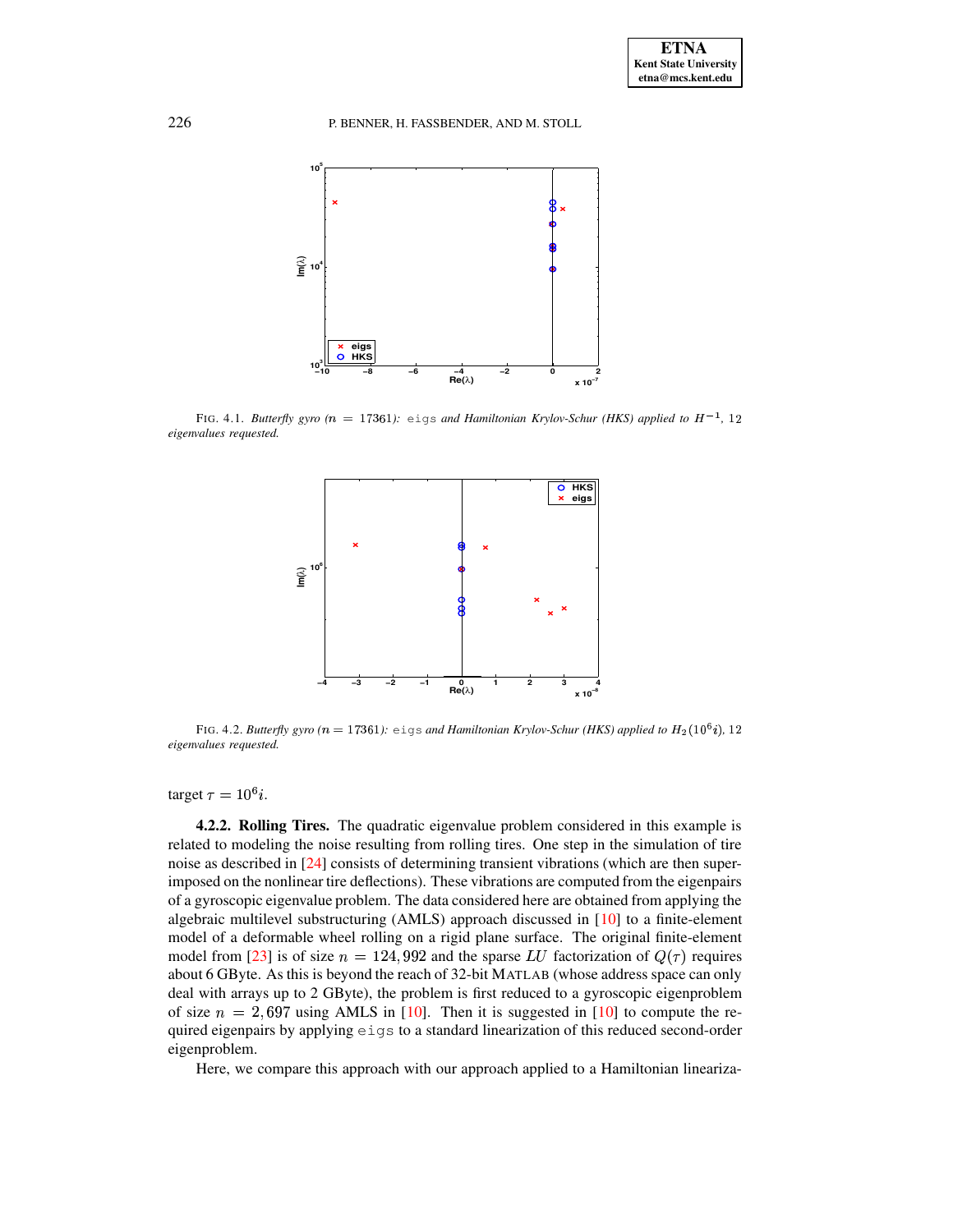FIG. 4.1. *Butterfly gyro ($n = 17361$): eigs and Hamiltonian Krylov-Schur (HKS) applied to $H^{-1}$, 12 eigenvalues requested.*

FIG. 4.2. *Butterfly gyro ($n = 17361$): eigs and Hamiltonian Krylov-Schur (HKS) applied to $H_2(10^6 i)$, 12 eigenvalues requested.*

target $\tau = 10^6 i$.

**4.2.2. Rolling Tires.** The quadratic eigenvalue problem considered in this example is related to modeling the noise resulting from rolling tires. One step in the simulation of tire noise as described in [24] consists of determining transient vibrations (which are then superimposed on the nonlinear tire deflections). These vibrations are computed from the eigenpairs of a gyroscopic eigenvalue problem. The data considered here are obtained from applying the algebraic multilevel substructuring (AMLS) approach discussed in [10] to a finite-element model of a deformable wheel rolling on a rigid plane surface. The original finite-element model from [23] is of size $n = 124,992$ and the sparse $LU$ factorization of $Q(\tau)$ requires about 6 GByte. As this is beyond the reach of 32-bit MATLAB (whose address space can only deal with arrays up to 2 GByte), the problem is first reduced to a gyroscopic eigenproblem of size $n = 2,697$ using AMLS in [10]. Then it is suggested in [10] to compute the required eigenpairs by applying eigs to a standard linearization of this reduced second-order eigenproblem.

Here, we compare this approach with our approach applied to a Hamiltonian lineariza-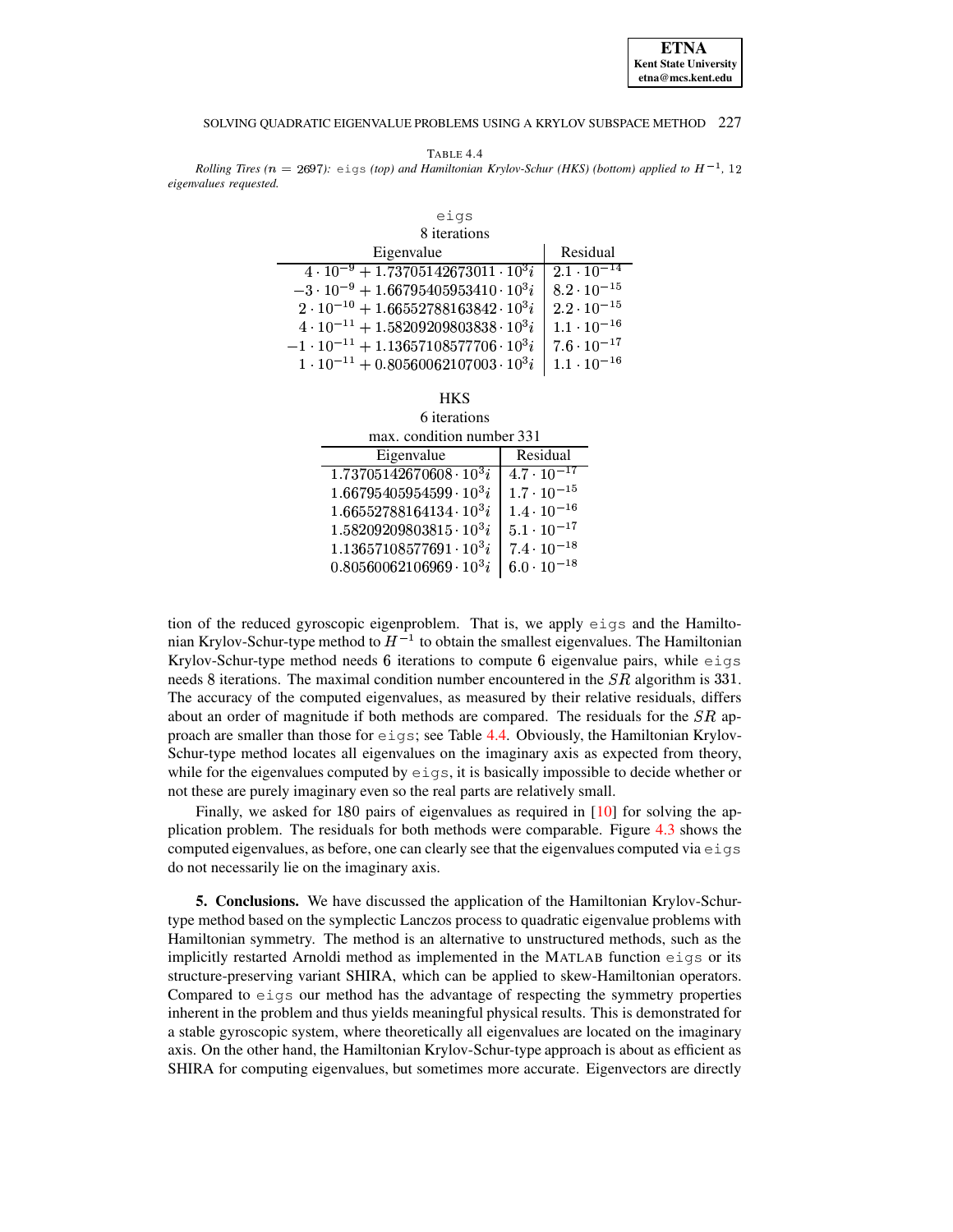TABLE 4.4

*Rolling Tires ($n = 2697$):* `eigs` *(top) and Hamiltonian Krylov-Schur (HKS) (bottom) applied to $H^{-1}$, 12 eigenvalues requested.*

`eigs`
8 iterations

| Eigenvalue | Residual |
|---|---|
| $4 \cdot 10^{-9} + 1.73705142673011 \cdot 10^3 i$ | $2.1 \cdot 10^{-14}$ |
| $-3 \cdot 10^{-9} + 1.66795405953410 \cdot 10^3 i$ | $8.2 \cdot 10^{-15}$ |
| $2 \cdot 10^{-10} + 1.66552788163842 \cdot 10^3 i$ | $2.2 \cdot 10^{-15}$ |
| $4 \cdot 10^{-11} + 1.58209209803838 \cdot 10^3 i$ | $1.1 \cdot 10^{-16}$ |
| $-1 \cdot 10^{-11} + 1.13657108577706 \cdot 10^3 i$ | $7.6 \cdot 10^{-17}$ |
| $1 \cdot 10^{-11} + 0.80560062107003 \cdot 10^3 i$ | $1.1 \cdot 10^{-16}$ |

HKS
6 iterations
max. condition number 331

| Eigenvalue | Residual |
|---|---|
| $1.73705142670608 \cdot 10^3 i$ | $4.7 \cdot 10^{-17}$ |
| $1.66795405954599 \cdot 10^3 i$ | $1.7 \cdot 10^{-15}$ |
| $1.66552788164134 \cdot 10^3 i$ | $1.4 \cdot 10^{-16}$ |
| $1.58209209803815 \cdot 10^3 i$ | $5.1 \cdot 10^{-17}$ |
| $1.13657108577691 \cdot 10^3 i$ | $7.4 \cdot 10^{-18}$ |
| $0.80560062106969 \cdot 10^3 i$ | $6.0 \cdot 10^{-18}$ |

tion of the reduced gyroscopic eigenproblem. That is, we apply `eigs` and the Hamiltonian Krylov-Schur-type method to $H^{-1}$ to obtain the smallest eigenvalues. The Hamiltonian Krylov-Schur-type method needs 6 iterations to compute 6 eigenvalue pairs, while `eigs` needs 8 iterations. The maximal condition number encountered in the $SR$ algorithm is 331. The accuracy of the computed eigenvalues, as measured by their relative residuals, differs about an order of magnitude if both methods are compared. The residuals for the $SR$ approach are smaller than those for `eigs`; see Table 4.4. Obviously, the Hamiltonian Krylov-Schur-type method locates all eigenvalues on the imaginary axis as expected from theory, while for the eigenvalues computed by `eigs`, it is basically impossible to decide whether or not these are purely imaginary even so the real parts are relatively small.

Finally, we asked for 180 pairs of eigenvalues as required in [10] for solving the application problem. The residuals for both methods were comparable. Figure 4.3 shows the computed eigenvalues, as before, one can clearly see that the eigenvalues computed via `eigs` do not necessarily lie on the imaginary axis.

**5. Conclusions.** We have discussed the application of the Hamiltonian Krylov-Schur-type method based on the symplectic Lanczos process to quadratic eigenvalue problems with Hamiltonian symmetry. The method is an alternative to unstructured methods, such as the implicitly restarted Arnoldi method as implemented in the MATLAB function `eigs` or its structure-preserving variant SHIRA, which can be applied to skew-Hamiltonian operators. Compared to `eigs` our method has the advantage of respecting the symmetry properties inherent in the problem and thus yields meaningful physical results. This is demonstrated for a stable gyroscopic system, where theoretically all eigenvalues are located on the imaginary axis. On the other hand, the Hamiltonian Krylov-Schur-type approach is about as efficient as SHIRA for computing eigenvalues, but sometimes more accurate. Eigenvectors are directly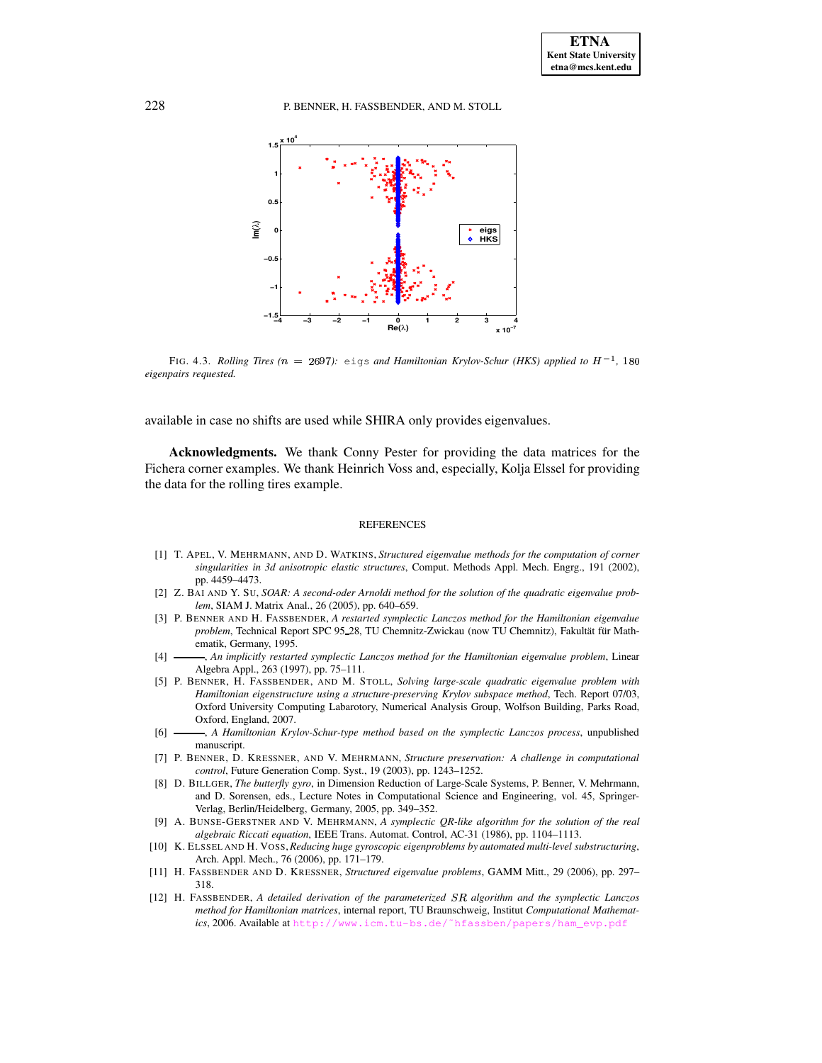FIG. 4.3. *Rolling Tires ($n = 2697$):* eigs *and Hamiltonian Krylov-Schur (HKS) applied to $H^{-1}$,* 180 *eigenpairs requested.*

available in case no shifts are used while SHIRA only provides eigenvalues.

**Acknowledgments.** We thank Conny Pester for providing the data matrices for the Fichera corner examples. We thank Heinrich Voss and, especially, Kolja Elssel for providing the data for the rolling tires example.

REFERENCES

[1] T. APEL, V. MEHRMANN, AND D. WATKINS, *Structured eigenvalue methods for the computation of corner singularities in 3d anisotropic elastic structures*, Comput. Methods Appl. Mech. Engrg., 191 (2002), pp. 4459–4473.

[2] Z. BAI AND Y. SU, *SOAR: A second-oder Arnoldi method for the solution of the quadratic eigenvalue problem*, SIAM J. Matrix Anal., 26 (2005), pp. 640–659.

[3] P. BENNER AND H. FASSBENDER, *A restarted symplectic Lanczos method for the Hamiltonian eigenvalue problem*, Technical Report SPC 95_28, TU Chemnitz-Zwickau (now TU Chemnitz), Fakultät für Mathematik, Germany, 1995.

[4] ———, *An implicitly restarted symplectic Lanczos method for the Hamiltonian eigenvalue problem*, Linear Algebra Appl., 263 (1997), pp. 75–111.

[5] P. BENNER, H. FASSBENDER, AND M. STOLL, *Solving large-scale quadratic eigenvalue problem with Hamiltonian eigenstructure using a structure-preserving Krylov subspace method*, Tech. Report 07/03, Oxford University Computing Labarotory, Numerical Analysis Group, Wolfson Building, Parks Road, Oxford, England, 2007.

[6] ———, *A Hamiltonian Krylov-Schur-type method based on the symplectic Lanczos process*, unpublished manuscript.

[7] P. BENNER, D. KRESSNER, AND V. MEHRMANN, *Structure preservation: A challenge in computational control*, Future Generation Comp. Syst., 19 (2003), pp. 1243–1252.

[8] D. BILLGER, *The butterfly gyro*, in Dimension Reduction of Large-Scale Systems, P. Benner, V. Mehrmann, and D. Sorensen, eds., Lecture Notes in Computational Science and Engineering, vol. 45, Springer-Verlag, Berlin/Heidelberg, Germany, 2005, pp. 349–352.

[9] A. BUNSE-GERSTNER AND V. MEHRMANN, *A symplectic QR-like algorithm for the solution of the real algebraic Riccati equation*, IEEE Trans. Automat. Control, AC-31 (1986), pp. 1104–1113.

[10] K. ELSSEL AND H. VOSS, *Reducing huge gyroscopic eigenproblems by automated multi-level substructuring*, Arch. Appl. Mech., 76 (2006), pp. 171–179.

[11] H. FASSBENDER AND D. KRESSNER, *Structured eigenvalue problems*, GAMM Mitt., 29 (2006), pp. 297–318.

[12] H. FASSBENDER, *A detailed derivation of the parameterized $SR$ algorithm and the symplectic Lanczos method for Hamiltonian matrices*, internal report, TU Braunschweig, Institut *Computational Mathematics*, 2006. Available at http://www.icm.tu-bs.de/~hfassben/papers/ham_evp.pdf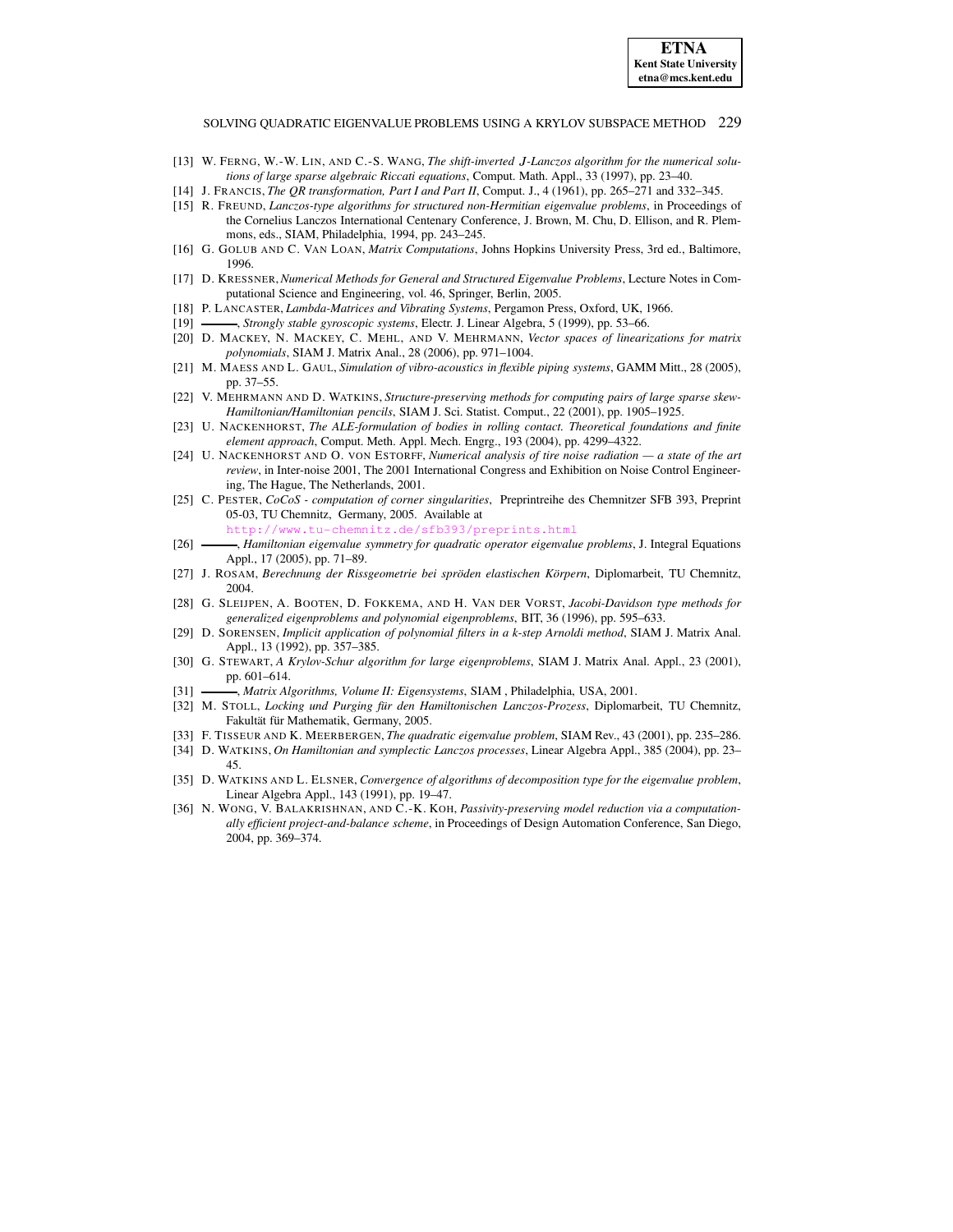[13] W. Ferng, W.-W. Lin, and C.-S. Wang, *The shift-inverted J-Lanczos algorithm for the numerical solutions of large sparse algebraic Riccati equations*, Comput. Math. Appl., 33 (1997), pp. 23–40.

[14] J. Francis, *The QR transformation, Part I and Part II*, Comput. J., 4 (1961), pp. 265–271 and 332–345.

[15] R. Freund, *Lanczos-type algorithms for structured non-Hermitian eigenvalue problems*, in Proceedings of the Cornelius Lanczos International Centenary Conference, J. Brown, M. Chu, D. Ellison, and R. Plemmons, eds., SIAM, Philadelphia, 1994, pp. 243–245.

[16] G. Golub and C. Van Loan, *Matrix Computations*, Johns Hopkins University Press, 3rd ed., Baltimore, 1996.

[17] D. Kressner, *Numerical Methods for General and Structured Eigenvalue Problems*, Lecture Notes in Computational Science and Engineering, vol. 46, Springer, Berlin, 2005.

[18] P. Lancaster, *Lambda-Matrices and Vibrating Systems*, Pergamon Press, Oxford, UK, 1966.

[19] ———, *Strongly stable gyroscopic systems*, Electr. J. Linear Algebra, 5 (1999), pp. 53–66.

[20] D. Mackey, N. Mackey, C. Mehl, and V. Mehrmann, *Vector spaces of linearizations for matrix polynomials*, SIAM J. Matrix Anal., 28 (2006), pp. 971–1004.

[21] M. Maess and L. Gaul, *Simulation of vibro-acoustics in flexible piping systems*, GAMM Mitt., 28 (2005), pp. 37–55.

[22] V. Mehrmann and D. Watkins, *Structure-preserving methods for computing pairs of large sparse skew-Hamiltonian/Hamiltonian pencils*, SIAM J. Sci. Statist. Comput., 22 (2001), pp. 1905–1925.

[23] U. Nackenhorst, *The ALE-formulation of bodies in rolling contact. Theoretical foundations and finite element approach*, Comput. Meth. Appl. Mech. Engrg., 193 (2004), pp. 4299–4322.

[24] U. Nackenhorst and O. von Estorff, *Numerical analysis of tire noise radiation — a state of the art review*, in Inter-noise 2001, The 2001 International Congress and Exhibition on Noise Control Engineering, The Hague, The Netherlands, 2001.

[25] C. Pester, *CoCoS - computation of corner singularities*, Preprintreihe des Chemnitzer SFB 393, Preprint 05-03, TU Chemnitz, Germany, 2005. Available at http://www.tu-chemnitz.de/sfb393/preprints.html

[26] ———, *Hamiltonian eigenvalue symmetry for quadratic operator eigenvalue problems*, J. Integral Equations Appl., 17 (2005), pp. 71–89.

[27] J. Rosam, *Berechnung der Rissgeometrie bei spröden elastischen Körpern*, Diplomarbeit, TU Chemnitz, 2004.

[28] G. Sleijpen, A. Booten, D. Fokkema, and H. van der Vorst, *Jacobi-Davidson type methods for generalized eigenproblems and polynomial eigenproblems*, BIT, 36 (1996), pp. 595–633.

[29] D. Sorensen, *Implicit application of polynomial filters in a k-step Arnoldi method*, SIAM J. Matrix Anal. Appl., 13 (1992), pp. 357–385.

[30] G. Stewart, *A Krylov-Schur algorithm for large eigenproblems*, SIAM J. Matrix Anal. Appl., 23 (2001), pp. 601–614.

[31] ———, *Matrix Algorithms, Volume II: Eigensystems*, SIAM , Philadelphia, USA, 2001.

[32] M. Stoll, *Locking und Purging für den Hamiltonischen Lanczos-Prozess*, Diplomarbeit, TU Chemnitz, Fakultät für Mathematik, Germany, 2005.

[33] F. Tisseur and K. Meerbergen, *The quadratic eigenvalue problem*, SIAM Rev., 43 (2001), pp. 235–286.

[34] D. Watkins, *On Hamiltonian and symplectic Lanczos processes*, Linear Algebra Appl., 385 (2004), pp. 23–45.

[35] D. Watkins and L. Elsner, *Convergence of algorithms of decomposition type for the eigenvalue problem*, Linear Algebra Appl., 143 (1991), pp. 19–47.

[36] N. Wong, V. Balakrishnan, and C.-K. Koh, *Passivity-preserving model reduction via a computationally efficient project-and-balance scheme*, in Proceedings of Design Automation Conference, San Diego, 2004, pp. 369–374.